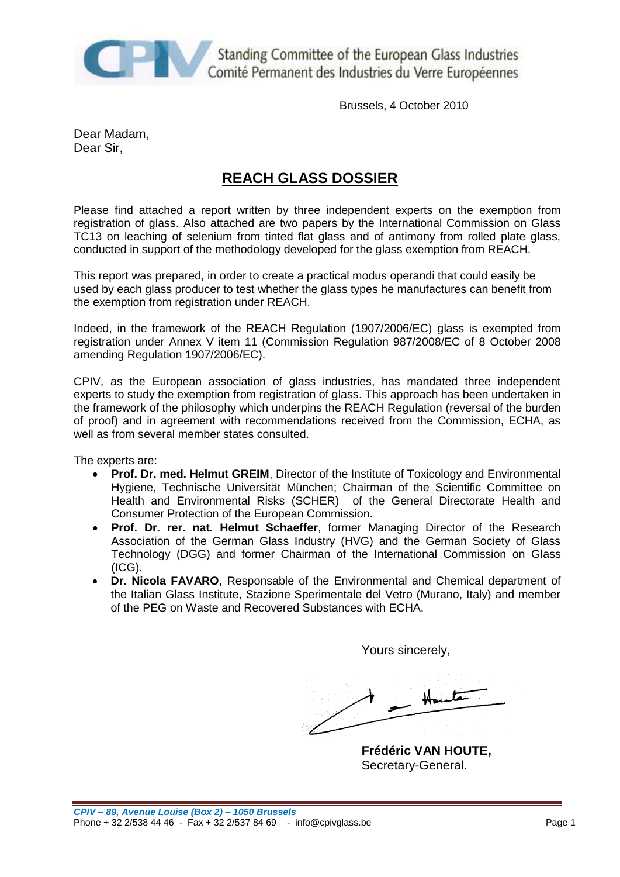CPIV Standing Committee of the European Glass Industries
Comité Permanent des Industries du Verre Européennes

Brussels, 4 October 2010

Dear Madam,
Dear Sir,

# REACH GLASS DOSSIER

Please find attached a report written by three independent experts on the exemption from registration of glass. Also attached are two papers by the International Commission on Glass TC13 on leaching of selenium from tinted flat glass and of antimony from rolled plate glass, conducted in support of the methodology developed for the glass exemption from REACH.

This report was prepared, in order to create a practical modus operandi that could easily be used by each glass producer to test whether the glass types he manufactures can benefit from the exemption from registration under REACH.

Indeed, in the framework of the REACH Regulation (1907/2006/EC) glass is exempted from registration under Annex V item 11 (Commission Regulation 987/2008/EC of 8 October 2008 amending Regulation 1907/2006/EC).

CPIV, as the European association of glass industries, has mandated three independent experts to study the exemption from registration of glass. This approach has been undertaken in the framework of the philosophy which underpins the REACH Regulation (reversal of the burden of proof) and in agreement with recommendations received from the Commission, ECHA, as well as from several member states consulted.

The experts are:

- **Prof. Dr. med. Helmut GREIM**, Director of the Institute of Toxicology and Environmental Hygiene, Technische Universität München; Chairman of the Scientific Committee on Health and Environmental Risks (SCHER) of the General Directorate Health and Consumer Protection of the European Commission.
- **Prof. Dr. rer. nat. Helmut Schaeffer**, former Managing Director of the Research Association of the German Glass Industry (HVG) and the German Society of Glass Technology (DGG) and former Chairman of the International Commission on Glass (ICG).
- **Dr. Nicola FAVARO**, Responsable of the Environmental and Chemical department of the Italian Glass Institute, Stazione Sperimentale del Vetro (Murano, Italy) and member of the PEG on Waste and Recovered Substances with ECHA.

Yours sincerely,

**Frédéric VAN HOUTE,**
Secretary-General.

*CPIV – 89, Avenue Louise (Box 2) – 1050 Brussels*
Phone + 32 2/538 44 46 - Fax + 32 2/537 84 69 - info@cpivglass.be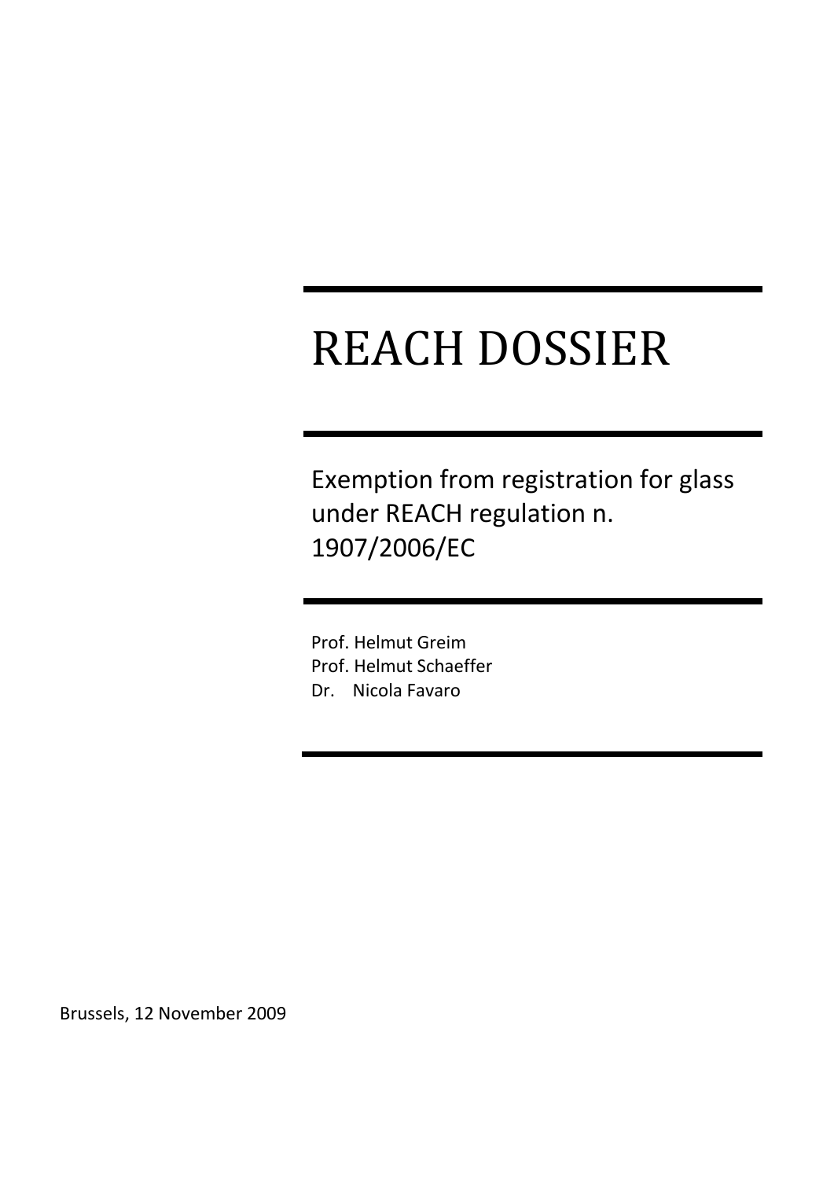# REACH DOSSIER

Exemption from registration for glass under REACH regulation n. 1907/2006/EC

Prof. Helmut Greim
Prof. Helmut Schaeffer
Dr. Nicola Favaro

Brussels, 12 November 2009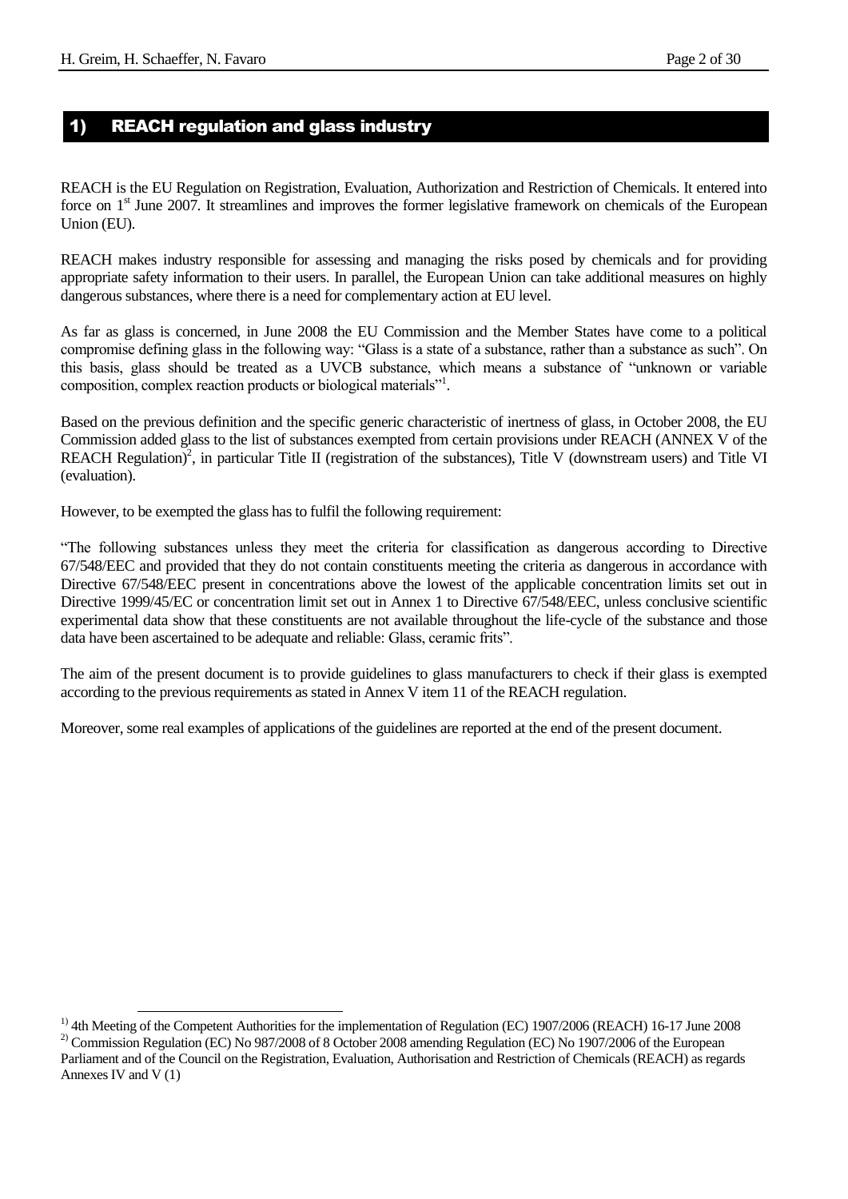# 1) REACH regulation and glass industry

REACH is the EU Regulation on Registration, Evaluation, Authorization and Restriction of Chemicals. It entered into force on 1st June 2007. It streamlines and improves the former legislative framework on chemicals of the European Union (EU).

REACH makes industry responsible for assessing and managing the risks posed by chemicals and for providing appropriate safety information to their users. In parallel, the European Union can take additional measures on highly dangerous substances, where there is a need for complementary action at EU level.

As far as glass is concerned, in June 2008 the EU Commission and the Member States have come to a political compromise defining glass in the following way: "Glass is a state of a substance, rather than a substance as such". On this basis, glass should be treated as a UVCB substance, which means a substance of "unknown or variable composition, complex reaction products or biological materials"[1].

Based on the previous definition and the specific generic characteristic of inertness of glass, in October 2008, the EU Commission added glass to the list of substances exempted from certain provisions under REACH (ANNEX V of the REACH Regulation)[2], in particular Title II (registration of the substances), Title V (downstream users) and Title VI (evaluation).

However, to be exempted the glass has to fulfil the following requirement:

"The following substances unless they meet the criteria for classification as dangerous according to Directive 67/548/EEC and provided that they do not contain constituents meeting the criteria as dangerous in accordance with Directive 67/548/EEC present in concentrations above the lowest of the applicable concentration limits set out in Directive 1999/45/EC or concentration limit set out in Annex 1 to Directive 67/548/EEC, unless conclusive scientific experimental data show that these constituents are not available throughout the life-cycle of the substance and those data have been ascertained to be adequate and reliable: Glass, ceramic frits".

The aim of the present document is to provide guidelines to glass manufacturers to check if their glass is exempted according to the previous requirements as stated in Annex V item 11 of the REACH regulation.

Moreover, some real examples of applications of the guidelines are reported at the end of the present document.

---

[1] 4th Meeting of the Competent Authorities for the implementation of Regulation (EC) 1907/2006 (REACH) 16-17 June 2008

[2] Commission Regulation (EC) No 987/2008 of 8 October 2008 amending Regulation (EC) No 1907/2006 of the European Parliament and of the Council on the Registration, Evaluation, Authorisation and Restriction of Chemicals (REACH) as regards Annexes IV and V (1)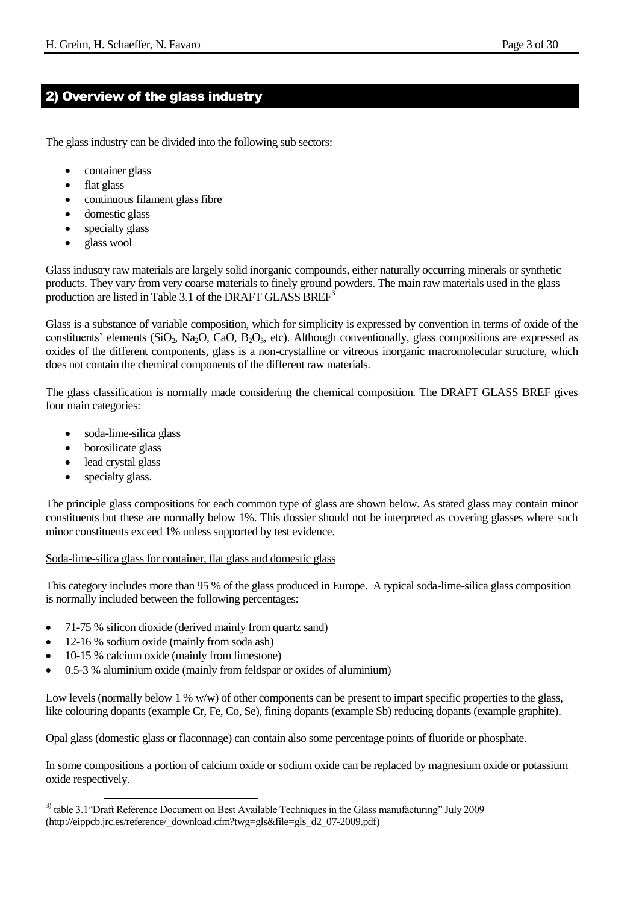## 2) Overview of the glass industry

The glass industry can be divided into the following sub sectors:

- container glass
- flat glass
- continuous filament glass fibre
- domestic glass
- specialty glass
- glass wool

Glass industry raw materials are largely solid inorganic compounds, either naturally occurring minerals or synthetic products. They vary from very coarse materials to finely ground powders. The main raw materials used in the glass production are listed in Table 3.1 of the DRAFT GLASS BREF[3]

Glass is a substance of variable composition, which for simplicity is expressed by convention in terms of oxide of the constituents' elements ($SiO_2$, $Na_2O$, $CaO$, $B_2O_3$, etc). Although conventionally, glass compositions are expressed as oxides of the different components, glass is a non-crystalline or vitreous inorganic macromolecular structure, which does not contain the chemical components of the different raw materials.

The glass classification is normally made considering the chemical composition. The DRAFT GLASS BREF gives four main categories:

- soda-lime-silica glass
- borosilicate glass
- lead crystal glass
- specialty glass.

The principle glass compositions for each common type of glass are shown below. As stated glass may contain minor constituents but these are normally below 1%. This dossier should not be interpreted as covering glasses where such minor constituents exceed 1% unless supported by test evidence.

Soda-lime-silica glass for container, flat glass and domestic glass

This category includes more than 95 % of the glass produced in Europe. A typical soda-lime-silica glass composition is normally included between the following percentages:

- 71-75 % silicon dioxide (derived mainly from quartz sand)
- 12-16 % sodium oxide (mainly from soda ash)
- 10-15 % calcium oxide (mainly from limestone)
- 0.5-3 % aluminium oxide (mainly from feldspar or oxides of aluminium)

Low levels (normally below 1 % w/w) of other components can be present to impart specific properties to the glass, like colouring dopants (example Cr, Fe, Co, Se), fining dopants (example Sb) reducing dopants (example graphite).

Opal glass (domestic glass or flaconnage) can contain also some percentage points of fluoride or phosphate.

In some compositions a portion of calcium oxide or sodium oxide can be replaced by magnesium oxide or potassium oxide respectively.

[3] table 3.1"Draft Reference Document on Best Available Techniques in the Glass manufacturing" July 2009 (http://eippcb.jrc.es/reference/_download.cfm?twg=gls&file=gls_d2_07-2009.pdf)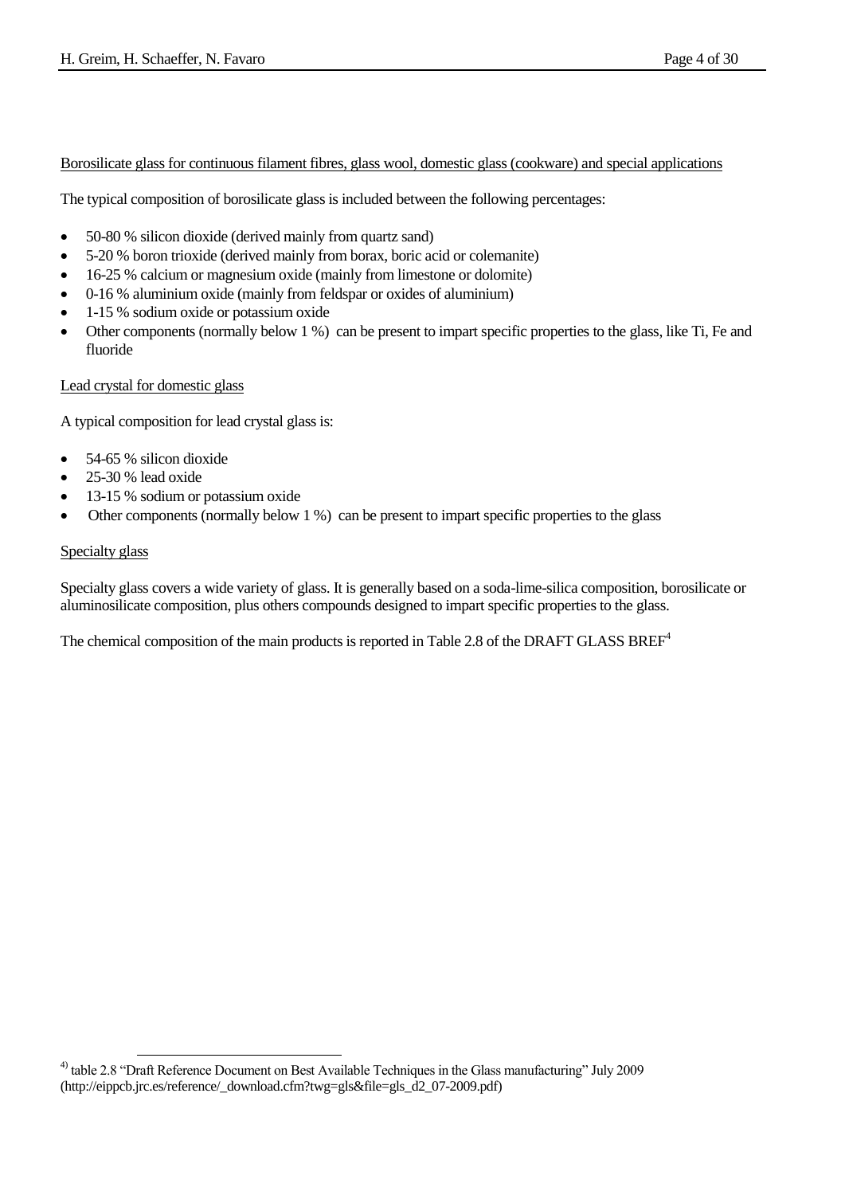Borosilicate glass for continuous filament fibres, glass wool, domestic glass (cookware) and special applications

The typical composition of borosilicate glass is included between the following percentages:

- 50-80 % silicon dioxide (derived mainly from quartz sand)
- 5-20 % boron trioxide (derived mainly from borax, boric acid or colemanite)
- 16-25 % calcium or magnesium oxide (mainly from limestone or dolomite)
- 0-16 % aluminium oxide (mainly from feldspar or oxides of aluminium)
- 1-15 % sodium oxide or potassium oxide
- Other components (normally below 1 %) can be present to impart specific properties to the glass, like Ti, Fe and fluoride

Lead crystal for domestic glass

A typical composition for lead crystal glass is:

- 54-65 % silicon dioxide
- 25-30 % lead oxide
- 13-15 % sodium or potassium oxide
- Other components (normally below 1 %) can be present to impart specific properties to the glass

Specialty glass

Specialty glass covers a wide variety of glass. It is generally based on a soda-lime-silica composition, borosilicate or aluminosilicate composition, plus others compounds designed to impart specific properties to the glass.

The chemical composition of the main products is reported in Table 2.8 of the DRAFT GLASS BREF[4]

---

[4)] table 2.8 "Draft Reference Document on Best Available Techniques in the Glass manufacturing" July 2009 (http://eippcb.jrc.es/reference/_download.cfm?twg=gls&file=gls_d2_07-2009.pdf)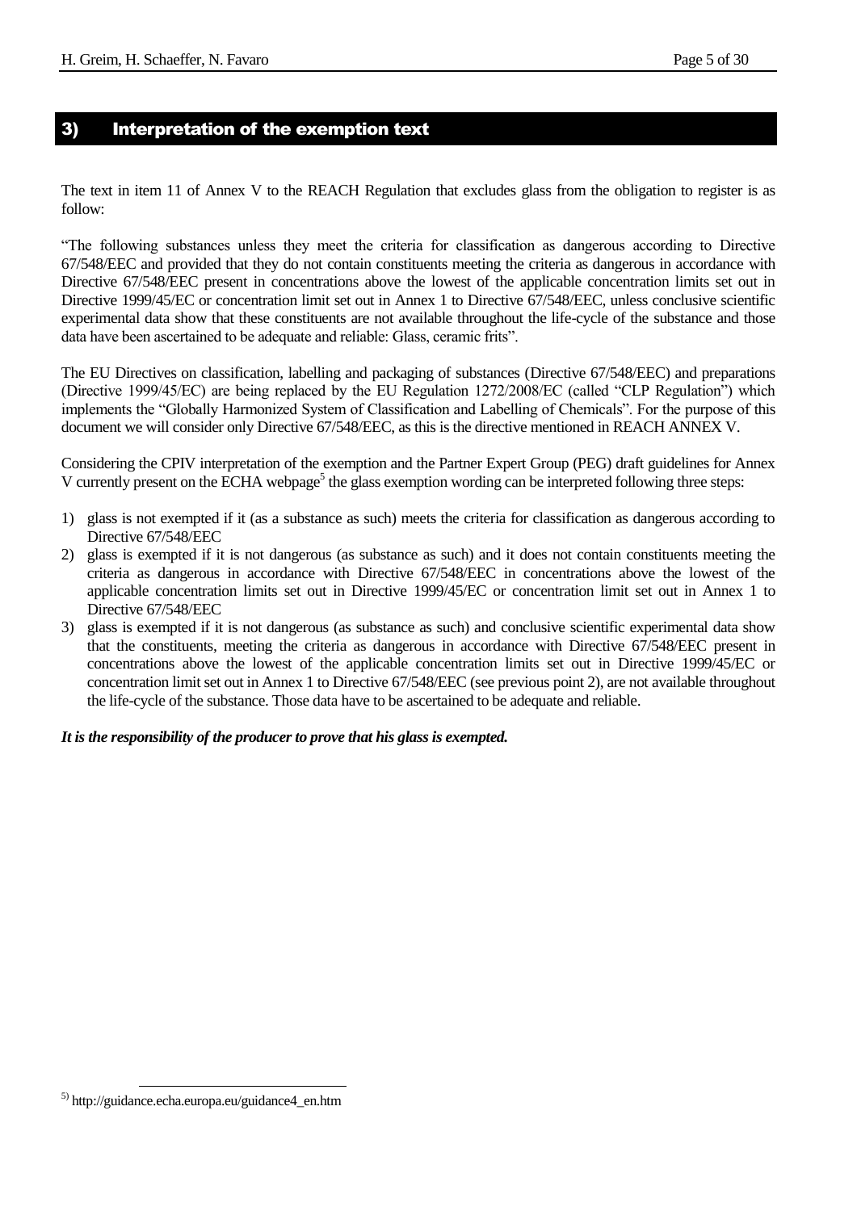## 3) Interpretation of the exemption text

The text in item 11 of Annex V to the REACH Regulation that excludes glass from the obligation to register is as follow:

"The following substances unless they meet the criteria for classification as dangerous according to Directive 67/548/EEC and provided that they do not contain constituents meeting the criteria as dangerous in accordance with Directive 67/548/EEC present in concentrations above the lowest of the applicable concentration limits set out in Directive 1999/45/EC or concentration limit set out in Annex 1 to Directive 67/548/EEC, unless conclusive scientific experimental data show that these constituents are not available throughout the life-cycle of the substance and those data have been ascertained to be adequate and reliable: Glass, ceramic frits".

The EU Directives on classification, labelling and packaging of substances (Directive 67/548/EEC) and preparations (Directive 1999/45/EC) are being replaced by the EU Regulation 1272/2008/EC (called "CLP Regulation") which implements the "Globally Harmonized System of Classification and Labelling of Chemicals". For the purpose of this document we will consider only Directive 67/548/EEC, as this is the directive mentioned in REACH ANNEX V.

Considering the CPIV interpretation of the exemption and the Partner Expert Group (PEG) draft guidelines for Annex V currently present on the ECHA webpage[5] the glass exemption wording can be interpreted following three steps:

1) glass is not exempted if it (as a substance as such) meets the criteria for classification as dangerous according to Directive 67/548/EEC
2) glass is exempted if it is not dangerous (as substance as such) and it does not contain constituents meeting the criteria as dangerous in accordance with Directive 67/548/EEC in concentrations above the lowest of the applicable concentration limits set out in Directive 1999/45/EC or concentration limit set out in Annex 1 to Directive 67/548/EEC
3) glass is exempted if it is not dangerous (as substance as such) and conclusive scientific experimental data show that the constituents, meeting the criteria as dangerous in accordance with Directive 67/548/EEC present in concentrations above the lowest of the applicable concentration limits set out in Directive 1999/45/EC or concentration limit set out in Annex 1 to Directive 67/548/EEC (see previous point 2), are not available throughout the life-cycle of the substance. Those data have to be ascertained to be adequate and reliable.

***It is the responsibility of the producer to prove that his glass is exempted.***

[5] http://guidance.echa.europa.eu/guidance4_en.htm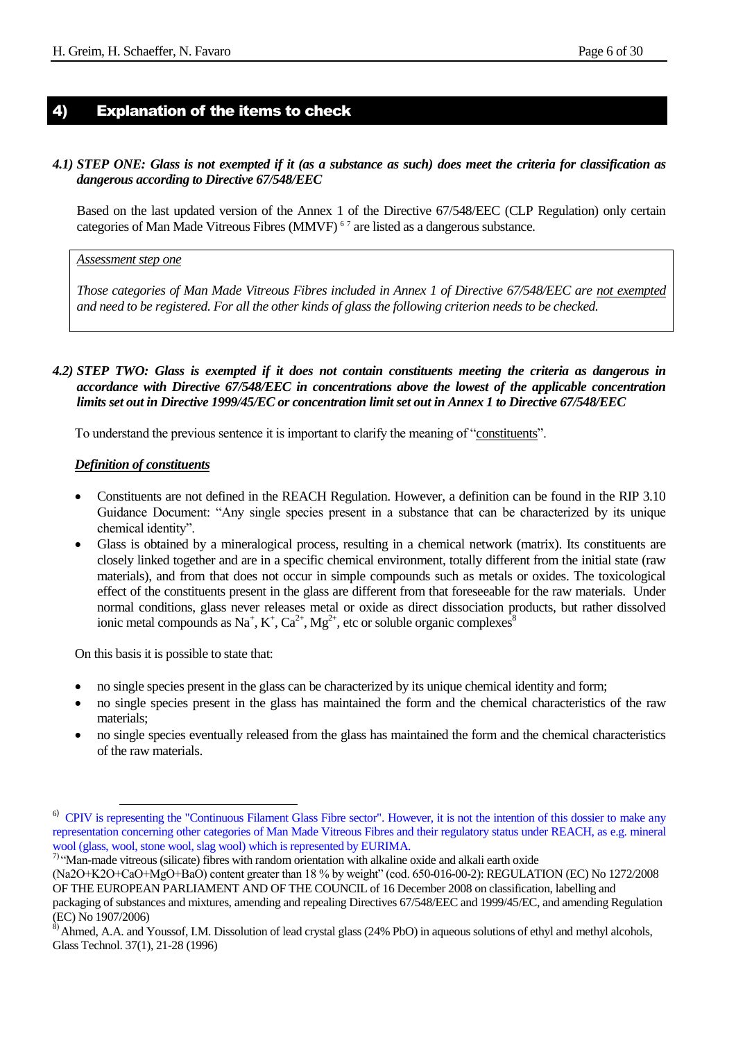## 4) Explanation of the items to check

### *4.1) STEP ONE: Glass is not exempted if it (as a substance as such) does meet the criteria for classification as dangerous according to Directive 67/548/EEC*

Based on the last updated version of the Annex 1 of the Directive 67/548/EEC (CLP Regulation) only certain categories of Man Made Vitreous Fibres (MMVF) [6] [7] are listed as a dangerous substance.

> <u>*Assessment step one*</u>
>
> *Those categories of Man Made Vitreous Fibres included in Annex 1 of Directive 67/548/EEC are <u>not exempted</u> and need to be registered. For all the other kinds of glass the following criterion needs to be checked.*

### *4.2) STEP TWO: Glass is exempted if it does not contain constituents meeting the criteria as dangerous in accordance with Directive 67/548/EEC in concentrations above the lowest of the applicable concentration limits set out in Directive 1999/45/EC or concentration limit set out in Annex 1 to Directive 67/548/EEC*

To understand the previous sentence it is important to clarify the meaning of "<u>constituents</u>".

***<u>Definition of constituents</u>***

- Constituents are not defined in the REACH Regulation. However, a definition can be found in the RIP 3.10 Guidance Document: "Any single species present in a substance that can be characterized by its unique chemical identity".
- Glass is obtained by a mineralogical process, resulting in a chemical network (matrix). Its constituents are closely linked together and are in a specific chemical environment, totally different from the initial state (raw materials), and from that does not occur in simple compounds such as metals or oxides. The toxicological effect of the constituents present in the glass are different from that foreseeable for the raw materials. Under normal conditions, glass never releases metal or oxide as direct dissociation products, but rather dissolved ionic metal compounds as $Na^{+}$, $K^{+}$, $Ca^{2+}$, $Mg^{2+}$, etc or soluble organic complexes[8]

On this basis it is possible to state that:

- no single species present in the glass can be characterized by its unique chemical identity and form;
- no single species present in the glass has maintained the form and the chemical characteristics of the raw materials;
- no single species eventually released from the glass has maintained the form and the chemical characteristics of the raw materials.

---

[6] CPIV is representing the "Continuous Filament Glass Fibre sector". However, it is not the intention of this dossier to make any representation concerning other categories of Man Made Vitreous Fibres and their regulatory status under REACH, as e.g. mineral wool (glass, wool, stone wool, slag wool) which is represented by EURIMA.

[7] "Man-made vitreous (silicate) fibres with random orientation with alkaline oxide and alkali earth oxide ($Na_2O$+$K_2O$+CaO+MgO+BaO) content greater than 18 % by weight" (cod. 650-016-00-2): REGULATION (EC) No 1272/2008 OF THE EUROPEAN PARLIAMENT AND OF THE COUNCIL of 16 December 2008 on classification, labelling and packaging of substances and mixtures, amending and repealing Directives 67/548/EEC and 1999/45/EC, and amending Regulation (EC) No 1907/2006)

[8] Ahmed, A.A. and Youssof, I.M. Dissolution of lead crystal glass (24% PbO) in aqueous solutions of ethyl and methyl alcohols, Glass Technol. 37(1), 21-28 (1996)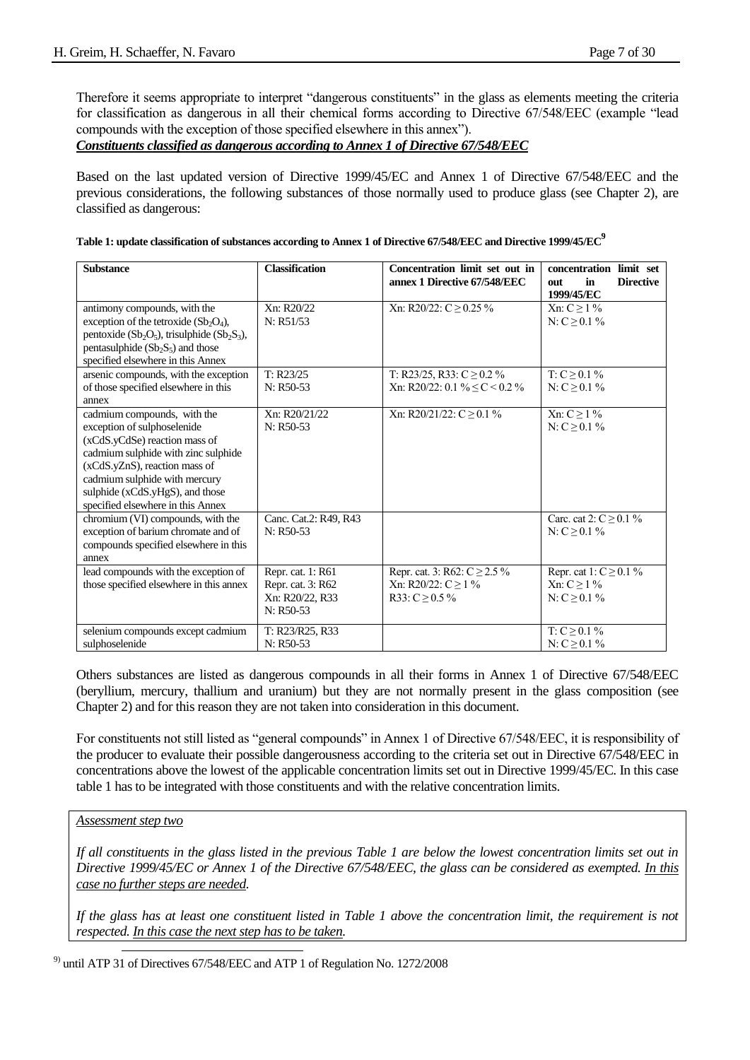Therefore it seems appropriate to interpret "dangerous constituents" in the glass as elements meeting the criteria for classification as dangerous in all their chemical forms according to Directive 67/548/EEC (example "lead compounds with the exception of those specified elsewhere in this annex").

***Constituents classified as dangerous according to Annex 1 of Directive 67/548/EEC***

Based on the last updated version of Directive 1999/45/EC and Annex 1 of Directive 67/548/EEC and the previous considerations, the following substances of those normally used to produce glass (see Chapter 2), are classified as dangerous:

**Table 1: update classification of substances according to Annex 1 of Directive 67/548/EEC and Directive 1999/45/EC[9]**

| Substance | Classification | Concentration limit set out in annex 1 Directive 67/548/EEC | concentration limit set out in Directive 1999/45/EC |
|---|---|---|---|
| antimony compounds, with the exception of the tetroxide ($Sb_2O_4$), pentoxide ($Sb_2O_5$), trisulphide ($Sb_2S_3$), pentasulphide ($Sb_2S_5$) and those specified elsewhere in this Annex | Xn: R20/22<br>N: R51/53 | Xn: R20/22: $C \geq 0.25$ % | Xn: $C \geq 1$ %<br>N: $C \geq 0.1$ % |
| arsenic compounds, with the exception of those specified elsewhere in this annex | T: R23/25<br>N: R50-53 | T: R23/25, R33: $C \geq 0.2$ %<br>Xn: R20/22: $0.1 \% \leq C < 0.2$ % | T: $C \geq 0.1$ %<br>N: $C \geq 0.1$ % |
| cadmium compounds, with the exception of sulphoselenide (xCdS.yCdSe) reaction mass of cadmium sulphide with zinc sulphide (xCdS.yZnS), reaction mass of cadmium sulphide with mercury sulphide (xCdS.yHgS), and those specified elsewhere in this Annex | Xn: R20/21/22<br>N: R50-53 | Xn: R20/21/22: $C \geq 0.1$ % | Xn: $C \geq 1$ %<br>N: $C \geq 0.1$ % |
| chromium (VI) compounds, with the exception of barium chromate and of compounds specified elsewhere in this annex | Canc. Cat.2: R49, R43<br>N: R50-53 | | Carc. cat 2: $C \geq 0.1$ %<br>N: $C \geq 0.1$ % |
| lead compounds with the exception of those specified elsewhere in this annex | Repr. cat. 1: R61<br>Repr. cat. 3: R62<br>Xn: R20/22, R33<br>N: R50-53 | Repr. cat. 3: R62: $C \geq 2.5$ %<br>Xn: R20/22: $C \geq 1$ %<br>R33: $C \geq 0.5$ % | Repr. cat 1: $C \geq 0.1$ %<br>Xn: $C \geq 1$ %<br>N: $C \geq 0.1$ % |
| selenium compounds except cadmium sulphoselenide | T: R23/R25, R33<br>N: R50-53 | | T: $C \geq 0.1$ %<br>N: $C \geq 0.1$ % |

Others substances are listed as dangerous compounds in all their forms in Annex 1 of Directive 67/548/EEC (beryllium, mercury, thallium and uranium) but they are not normally present in the glass composition (see Chapter 2) and for this reason they are not taken into consideration in this document.

For constituents not still listed as "general compounds" in Annex 1 of Directive 67/548/EEC, it is responsibility of the producer to evaluate their possible dangerousness according to the criteria set out in Directive 67/548/EEC in concentrations above the lowest of the applicable concentration limits set out in Directive 1999/45/EC. In this case table 1 has to be integrated with those constituents and with the relative concentration limits.

*Assessment step two*

*If all constituents in the glass listed in the previous Table 1 are below the lowest concentration limits set out in Directive 1999/45/EC or Annex 1 of the Directive 67/548/EEC, the glass can be considered as exempted. In this case no further steps are needed.*

*If the glass has at least one constituent listed in Table 1 above the concentration limit, the requirement is not respected. In this case the next step has to be taken.*

[9] until ATP 31 of Directives 67/548/EEC and ATP 1 of Regulation No. 1272/2008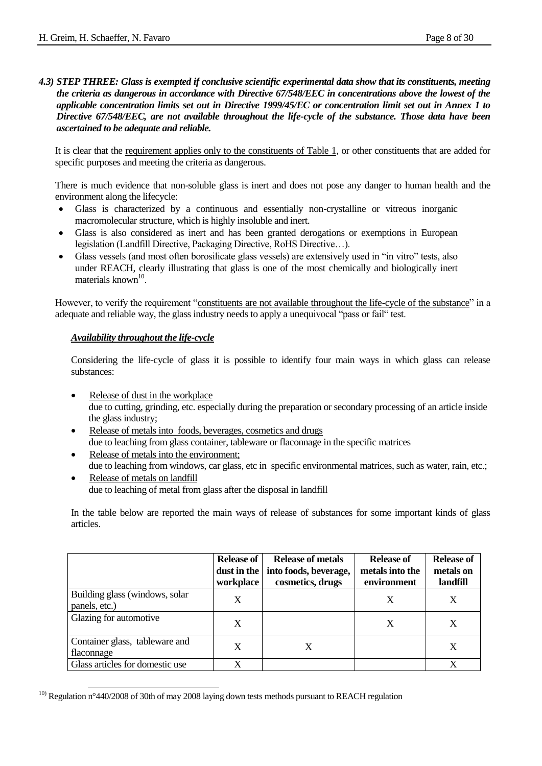### 4.3) *STEP THREE: Glass is exempted if conclusive scientific experimental data show that its constituents, meeting the criteria as dangerous in accordance with Directive 67/548/EEC in concentrations above the lowest of the applicable concentration limits set out in Directive 1999/45/EC or concentration limit set out in Annex 1 to Directive 67/548/EEC, are not available throughout the life-cycle of the substance. Those data have been ascertained to be adequate and reliable.*

It is clear that the requirement applies only to the constituents of Table 1, or other constituents that are added for specific purposes and meeting the criteria as dangerous.

There is much evidence that non-soluble glass is inert and does not pose any danger to human health and the environment along the lifecycle:

- Glass is characterized by a continuous and essentially non-crystalline or vitreous inorganic macromolecular structure, which is highly insoluble and inert.
- Glass is also considered as inert and has been granted derogations or exemptions in European legislation (Landfill Directive, Packaging Directive, RoHS Directive…).
- Glass vessels (and most often borosilicate glass vessels) are extensively used in "in vitro" tests, also under REACH, clearly illustrating that glass is one of the most chemically and biologically inert materials known[10].

However, to verify the requirement "constituents are not available throughout the life-cycle of the substance" in a adequate and reliable way, the glass industry needs to apply a unequivocal "pass or fail" test.

***Availability throughout the life-cycle***

Considering the life-cycle of glass it is possible to identify four main ways in which glass can release substances:

- Release of dust in the workplace
  due to cutting, grinding, etc. especially during the preparation or secondary processing of an article inside the glass industry;
- Release of metals into foods, beverages, cosmetics and drugs
  due to leaching from glass container, tableware or flaconnage in the specific matrices
- Release of metals into the environment;
  due to leaching from windows, car glass, etc in specific environmental matrices, such as water, rain, etc.;
- Release of metals on landfill
  due to leaching of metal from glass after the disposal in landfill

In the table below are reported the main ways of release of substances for some important kinds of glass articles.

| | Release of dust in the workplace | Release of metals into foods, beverage, cosmetics, drugs | Release of metals into the environment | Release of metals on landfill |
|---|---|---|---|---|
| Building glass (windows, solar panels, etc.) | X | | X | X |
| Glazing for automotive | X | | X | X |
| Container glass, tableware and flaconnage | X | X | | X |
| Glass articles for domestic use | X | | | X |

[10] Regulation n°440/2008 of 30th of may 2008 laying down tests methods pursuant to REACH regulation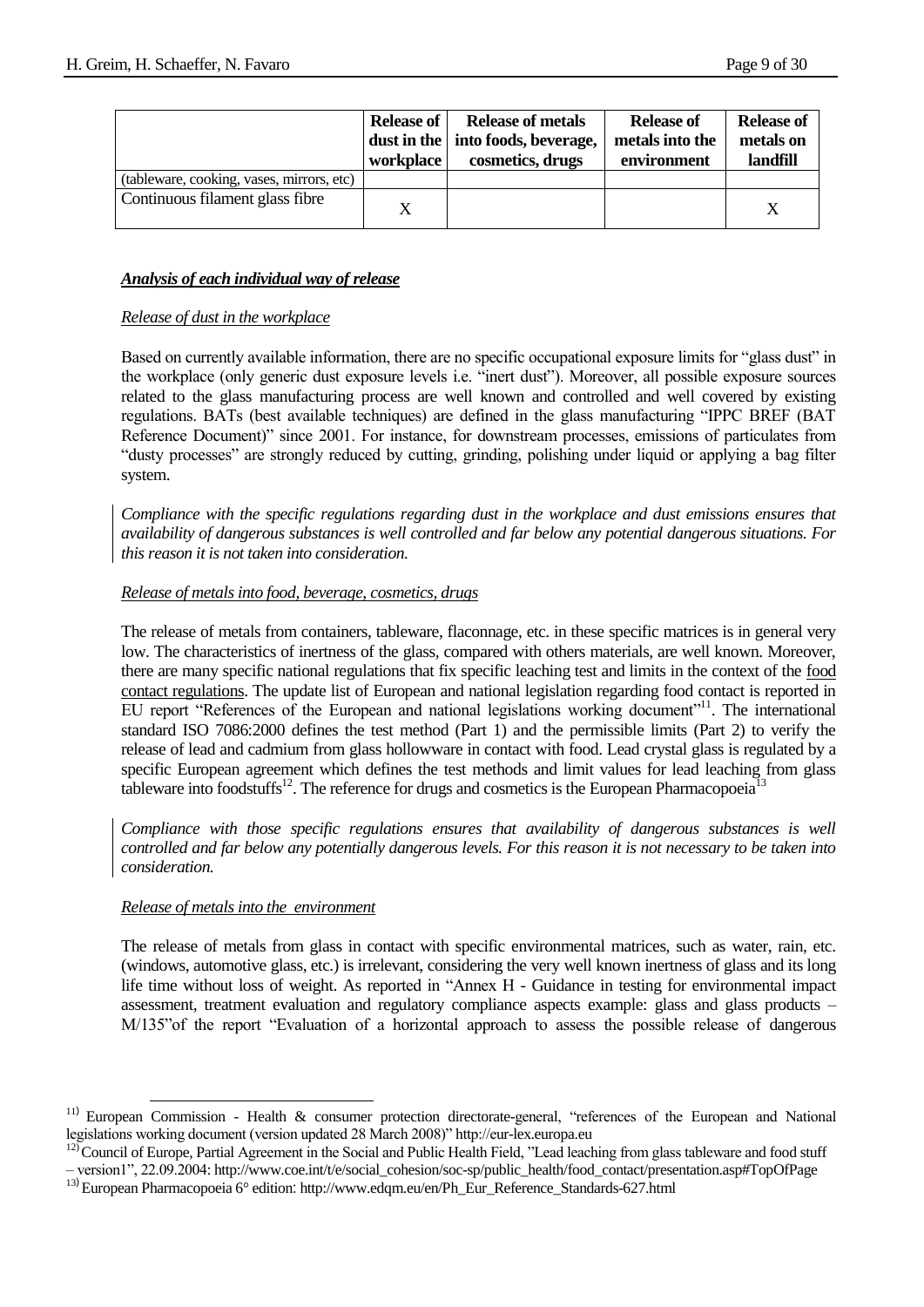| | Release of dust in the workplace | Release of metals into foods, beverage, cosmetics, drugs | Release of metals into the environment | Release of metals on landfill |
|---|---|---|---|---|
| (tableware, cooking, vases, mirrors, etc) | | | | |
| Continuous filament glass fibre | X | | | X |

***Analysis of each individual way of release***

*Release of dust in the workplace*

Based on currently available information, there are no specific occupational exposure limits for "glass dust" in the workplace (only generic dust exposure levels i.e. "inert dust"). Moreover, all possible exposure sources related to the glass manufacturing process are well known and controlled and well covered by existing regulations. BATs (best available techniques) are defined in the glass manufacturing "IPPC BREF (BAT Reference Document)" since 2001. For instance, for downstream processes, emissions of particulates from "dusty processes" are strongly reduced by cutting, grinding, polishing under liquid or applying a bag filter system.

*Compliance with the specific regulations regarding dust in the workplace and dust emissions ensures that availability of dangerous substances is well controlled and far below any potential dangerous situations. For this reason it is not taken into consideration.*

*Release of metals into food, beverage, cosmetics, drugs*

The release of metals from containers, tableware, flaconnage, etc. in these specific matrices is in general very low. The characteristics of inertness of the glass, compared with others materials, are well known. Moreover, there are many specific national regulations that fix specific leaching test and limits in the context of the food contact regulations. The update list of European and national legislation regarding food contact is reported in EU report "References of the European and national legislations working document"[11]. The international standard ISO 7086:2000 defines the test method (Part 1) and the permissible limits (Part 2) to verify the release of lead and cadmium from glass hollowware in contact with food. Lead crystal glass is regulated by a specific European agreement which defines the test methods and limit values for lead leaching from glass tableware into foodstuffs[12]. The reference for drugs and cosmetics is the European Pharmacopoeia[13]

*Compliance with those specific regulations ensures that availability of dangerous substances is well controlled and far below any potentially dangerous levels. For this reason it is not necessary to be taken into consideration.*

*Release of metals into the environment*

The release of metals from glass in contact with specific environmental matrices, such as water, rain, etc. (windows, automotive glass, etc.) is irrelevant, considering the very well known inertness of glass and its long life time without loss of weight. As reported in "Annex H - Guidance in testing for environmental impact assessment, treatment evaluation and regulatory compliance aspects example: glass and glass products – M/135"of the report "Evaluation of a horizontal approach to assess the possible release of dangerous

---

[11] European Commission - Health & consumer protection directorate-general, "references of the European and National legislations working document (version updated 28 March 2008)" http://eur-lex.europa.eu

[12] Council of Europe, Partial Agreement in the Social and Public Health Field, "Lead leaching from glass tableware and food stuff – version1", 22.09.2004: http://www.coe.int/t/e/social_cohesion/soc-sp/public_health/food_contact/presentation.asp#TopOfPage

[13] European Pharmacopoeia 6° edition: http://www.edqm.eu/en/Ph_Eur_Reference_Standards-627.html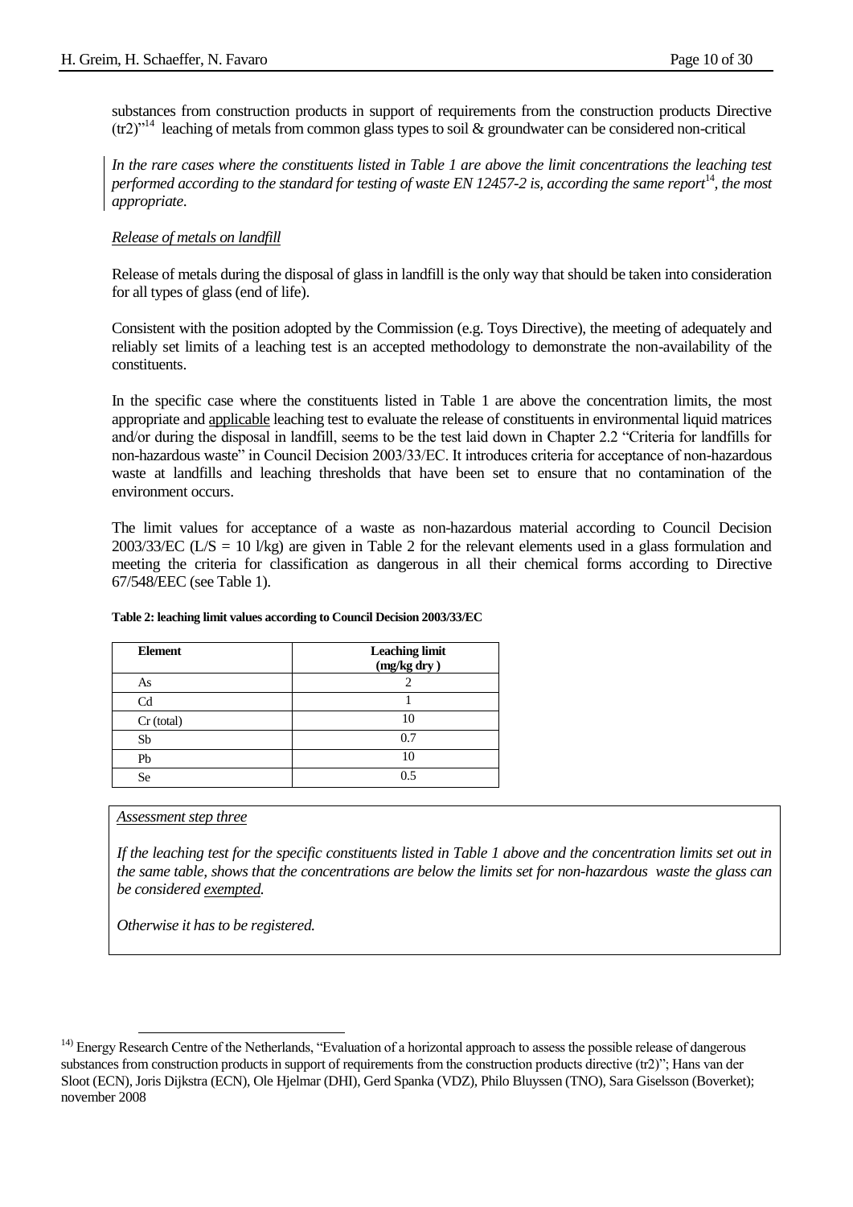substances from construction products in support of requirements from the construction products Directive (tr2)"[14] leaching of metals from common glass types to soil & groundwater can be considered non-critical

*In the rare cases where the constituents listed in Table 1 are above the limit concentrations the leaching test performed according to the standard for testing of waste EN 12457-2 is, according the same report[14], the most appropriate.*

*Release of metals on landfill*

Release of metals during the disposal of glass in landfill is the only way that should be taken into consideration for all types of glass (end of life).

Consistent with the position adopted by the Commission (e.g. Toys Directive), the meeting of adequately and reliably set limits of a leaching test is an accepted methodology to demonstrate the non-availability of the constituents.

In the specific case where the constituents listed in Table 1 are above the concentration limits, the most appropriate and applicable leaching test to evaluate the release of constituents in environmental liquid matrices and/or during the disposal in landfill, seems to be the test laid down in Chapter 2.2 "Criteria for landfills for non-hazardous waste" in Council Decision 2003/33/EC. It introduces criteria for acceptance of non-hazardous waste at landfills and leaching thresholds that have been set to ensure that no contamination of the environment occurs.

The limit values for acceptance of a waste as non-hazardous material according to Council Decision 2003/33/EC (L/S = 10 l/kg) are given in Table 2 for the relevant elements used in a glass formulation and meeting the criteria for classification as dangerous in all their chemical forms according to Directive 67/548/EEC (see Table 1).

**Table 2: leaching limit values according to Council Decision 2003/33/EC**

| Element | Leaching limit (mg/kg dry ) |
|---|---|
| As | 2 |
| Cd | 1 |
| Cr (total) | 10 |
| Sb | 0.7 |
| Pb | 10 |
| Se | 0.5 |

*Assessment step three*

*If the leaching test for the specific constituents listed in Table 1 above and the concentration limits set out in the same table, shows that the concentrations are below the limits set for non-hazardous waste the glass can be considered exempted.*

*Otherwise it has to be registered.*

[14] Energy Research Centre of the Netherlands, "Evaluation of a horizontal approach to assess the possible release of dangerous substances from construction products in support of requirements from the construction products directive (tr2)"; Hans van der Sloot (ECN), Joris Dijkstra (ECN), Ole Hjelmar (DHI), Gerd Spanka (VDZ), Philo Bluyssen (TNO), Sara Giselsson (Boverket); november 2008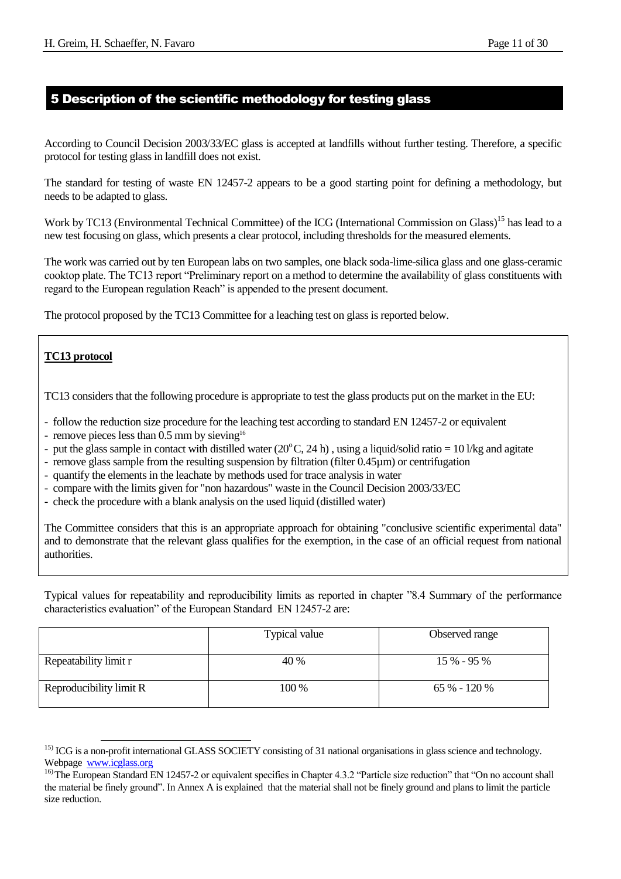## 5 Description of the scientific methodology for testing glass

According to Council Decision 2003/33/EC glass is accepted at landfills without further testing. Therefore, a specific protocol for testing glass in landfill does not exist.

The standard for testing of waste EN 12457-2 appears to be a good starting point for defining a methodology, but needs to be adapted to glass.

Work by TC13 (Environmental Technical Committee) of the ICG (International Commission on Glass)[15] has lead to a new test focusing on glass, which presents a clear protocol, including thresholds for the measured elements.

The work was carried out by ten European labs on two samples, one black soda-lime-silica glass and one glass-ceramic cooktop plate. The TC13 report "Preliminary report on a method to determine the availability of glass constituents with regard to the European regulation Reach" is appended to the present document.

The protocol proposed by the TC13 Committee for a leaching test on glass is reported below.

**TC13 protocol**

TC13 considers that the following procedure is appropriate to test the glass products put on the market in the EU:

- follow the reduction size procedure for the leaching test according to standard EN 12457-2 or equivalent
- remove pieces less than 0.5 mm by sieving[16]
- put the glass sample in contact with distilled water (20$^{o}$C, 24 h) , using a liquid/solid ratio = 10 l/kg and agitate
- remove glass sample from the resulting suspension by filtration (filter 0.45µm) or centrifugation
- quantify the elements in the leachate by methods used for trace analysis in water
- compare with the limits given for "non hazardous" waste in the Council Decision 2003/33/EC
- check the procedure with a blank analysis on the used liquid (distilled water)

The Committee considers that this is an appropriate approach for obtaining "conclusive scientific experimental data" and to demonstrate that the relevant glass qualifies for the exemption, in the case of an official request from national authorities.

Typical values for repeatability and reproducibility limits as reported in chapter "8.4 Summary of the performance characteristics evaluation" of the European Standard EN 12457-2 are:

| | Typical value | Observed range |
|---|---|---|
| Repeatability limit r | 40 % | 15 % - 95 % |
| Reproducibility limit R | 100 % | 65 % - 120 % |

[15] ICG is a non-profit international GLASS SOCIETY consisting of 31 national organisations in glass science and technology. Webpage www.icglass.org

[16] The European Standard EN 12457-2 or equivalent specifies in Chapter 4.3.2 "Particle size reduction" that "On no account shall the material be finely ground". In Annex A is explained that the material shall not be finely ground and plans to limit the particle size reduction.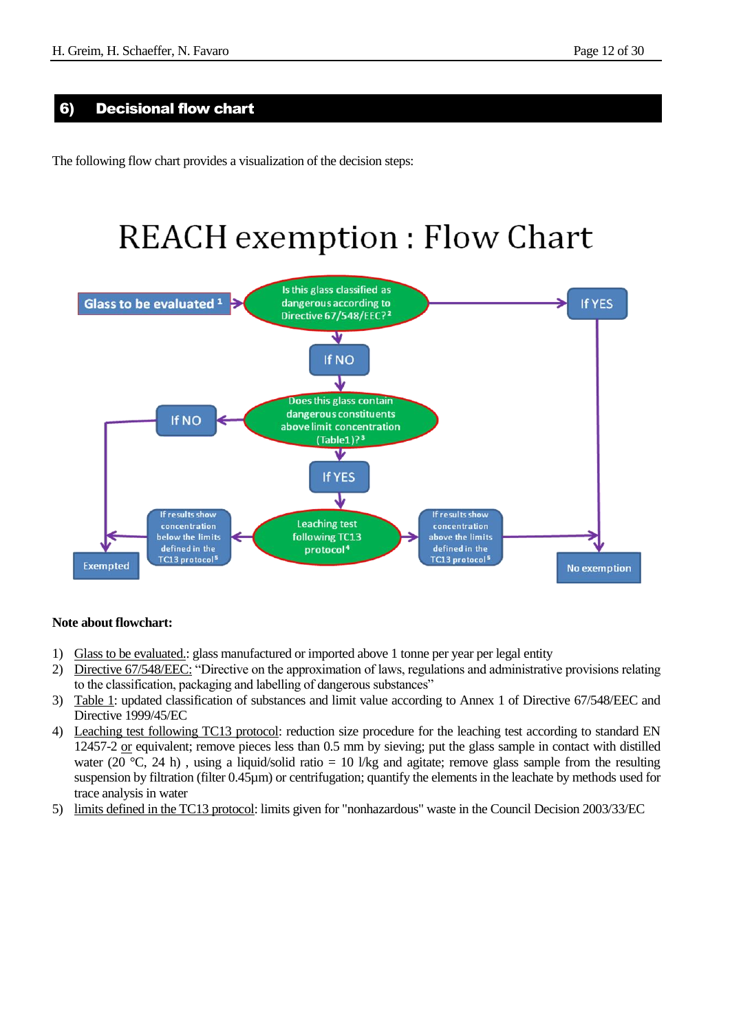## 6) Decisional flow chart

The following flow chart provides a visualization of the decision steps:

# REACH exemption : Flow Chart

- Glass to be evaluated [1] → Is this glass classified as dangerous according to Directive 67/548/EEC? [2]
  - If YES → No exemption
  - If NO → Does this glass contain dangerous constituents above limit concentration (Table1)? [3]
    - If NO → Exempted
    - If YES → Leaching test following TC13 protocol [4]
      - If results show concentration below the limits defined in the TC13 protocol [5] → Exempted
      - If results show concentration above the limits defined in the TC13 protocol [5] → No exemption

**Note about flowchart:**

1) Glass to be evaluated.: glass manufactured or imported above 1 tonne per year per legal entity
2) Directive 67/548/EEC: "Directive on the approximation of laws, regulations and administrative provisions relating to the classification, packaging and labelling of dangerous substances"
3) Table 1: updated classification of substances and limit value according to Annex 1 of Directive 67/548/EEC and Directive 1999/45/EC
4) Leaching test following TC13 protocol: reduction size procedure for the leaching test according to standard EN 12457-2 or equivalent; remove pieces less than 0.5 mm by sieving; put the glass sample in contact with distilled water (20 °C, 24 h) , using a liquid/solid ratio = 10 l/kg and agitate; remove glass sample from the resulting suspension by filtration (filter 0.45µm) or centrifugation; quantify the elements in the leachate by methods used for trace analysis in water
5) limits defined in the TC13 protocol: limits given for "nonhazardous" waste in the Council Decision 2003/33/EC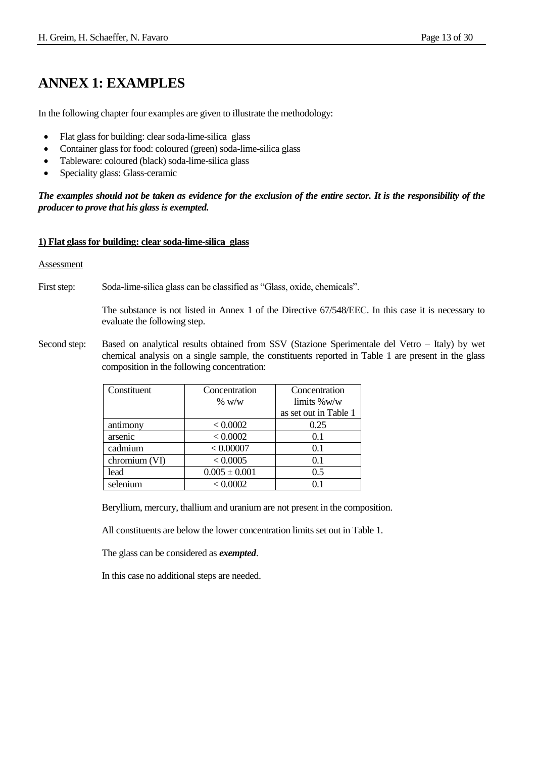# ANNEX 1: EXAMPLES

In the following chapter four examples are given to illustrate the methodology:

- Flat glass for building: clear soda-lime-silica glass
- Container glass for food: coloured (green) soda-lime-silica glass
- Tableware: coloured (black) soda-lime-silica glass
- Speciality glass: Glass-ceramic

***The examples should not be taken as evidence for the exclusion of the entire sector. It is the responsibility of the producer to prove that his glass is exempted.***

**<u>1) Flat glass for building: clear soda-lime-silica glass</u>**

<u>Assessment</u>

First step: Soda-lime-silica glass can be classified as "Glass, oxide, chemicals".

The substance is not listed in Annex 1 of the Directive 67/548/EEC. In this case it is necessary to evaluate the following step.

Second step: Based on analytical results obtained from SSV (Stazione Sperimentale del Vetro – Italy) by wet chemical analysis on a single sample, the constituents reported in Table 1 are present in the glass composition in the following concentration:

| Constituent | Concentration % w/w | Concentration limits %w/w as set out in Table 1 |
|---|---|---|
| antimony | < 0.0002 | 0.25 |
| arsenic | < 0.0002 | 0.1 |
| cadmium | < 0.00007 | 0.1 |
| chromium (VI) | < 0.0005 | 0.1 |
| lead | 0.005 ± 0.001 | 0.5 |
| selenium | < 0.0002 | 0.1 |

Beryllium, mercury, thallium and uranium are not present in the composition.

All constituents are below the lower concentration limits set out in Table 1.

The glass can be considered as ***exempted***.

In this case no additional steps are needed.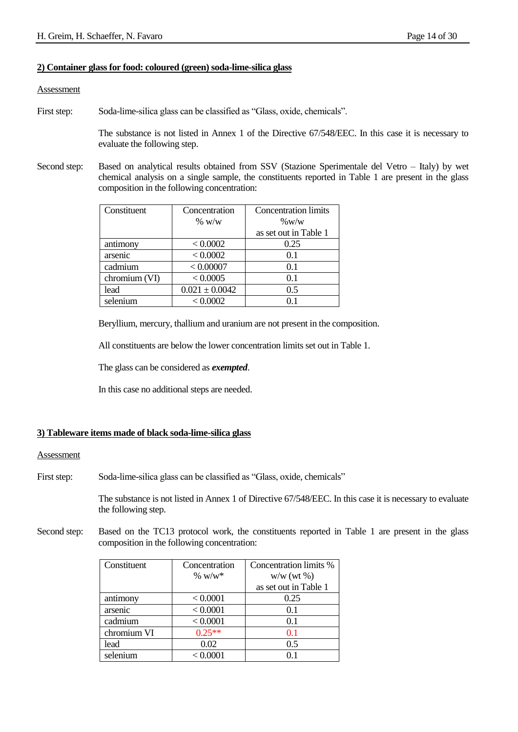**2) Container glass for food: coloured (green) soda-lime-silica glass**

Assessment

First step: Soda-lime-silica glass can be classified as “Glass, oxide, chemicals”.

The substance is not listed in Annex 1 of the Directive 67/548/EEC. In this case it is necessary to evaluate the following step.

Second step: Based on analytical results obtained from SSV (Stazione Sperimentale del Vetro – Italy) by wet chemical analysis on a single sample, the constituents reported in Table 1 are present in the glass composition in the following concentration:

| Constituent | Concentration % w/w | Concentration limits %w/w as set out in Table 1 |
|---|---|---|
| antimony | < 0.0002 | 0.25 |
| arsenic | < 0.0002 | 0.1 |
| cadmium | < 0.00007 | 0.1 |
| chromium (VI) | < 0.0005 | 0.1 |
| lead | 0.021 ± 0.0042 | 0.5 |
| selenium | < 0.0002 | 0.1 |

Beryllium, mercury, thallium and uranium are not present in the composition.

All constituents are below the lower concentration limits set out in Table 1.

The glass can be considered as ***exempted***.

In this case no additional steps are needed.

**3) Tableware items made of black soda-lime-silica glass**

Assessment

First step: Soda-lime-silica glass can be classified as “Glass, oxide, chemicals”

The substance is not listed in Annex 1 of Directive 67/548/EEC. In this case it is necessary to evaluate the following step.

Second step: Based on the TC13 protocol work, the constituents reported in Table 1 are present in the glass composition in the following concentration:

| Constituent | Concentration % w/w* | Concentration limits % w/w (wt %) as set out in Table 1 |
|---|---|---|
| antimony | < 0.0001 | 0.25 |
| arsenic | < 0.0001 | 0.1 |
| cadmium | < 0.0001 | 0.1 |
| chromium VI | 0.25** | 0.1 |
| lead | 0.02 | 0.5 |
| selenium | < 0.0001 | 0.1 |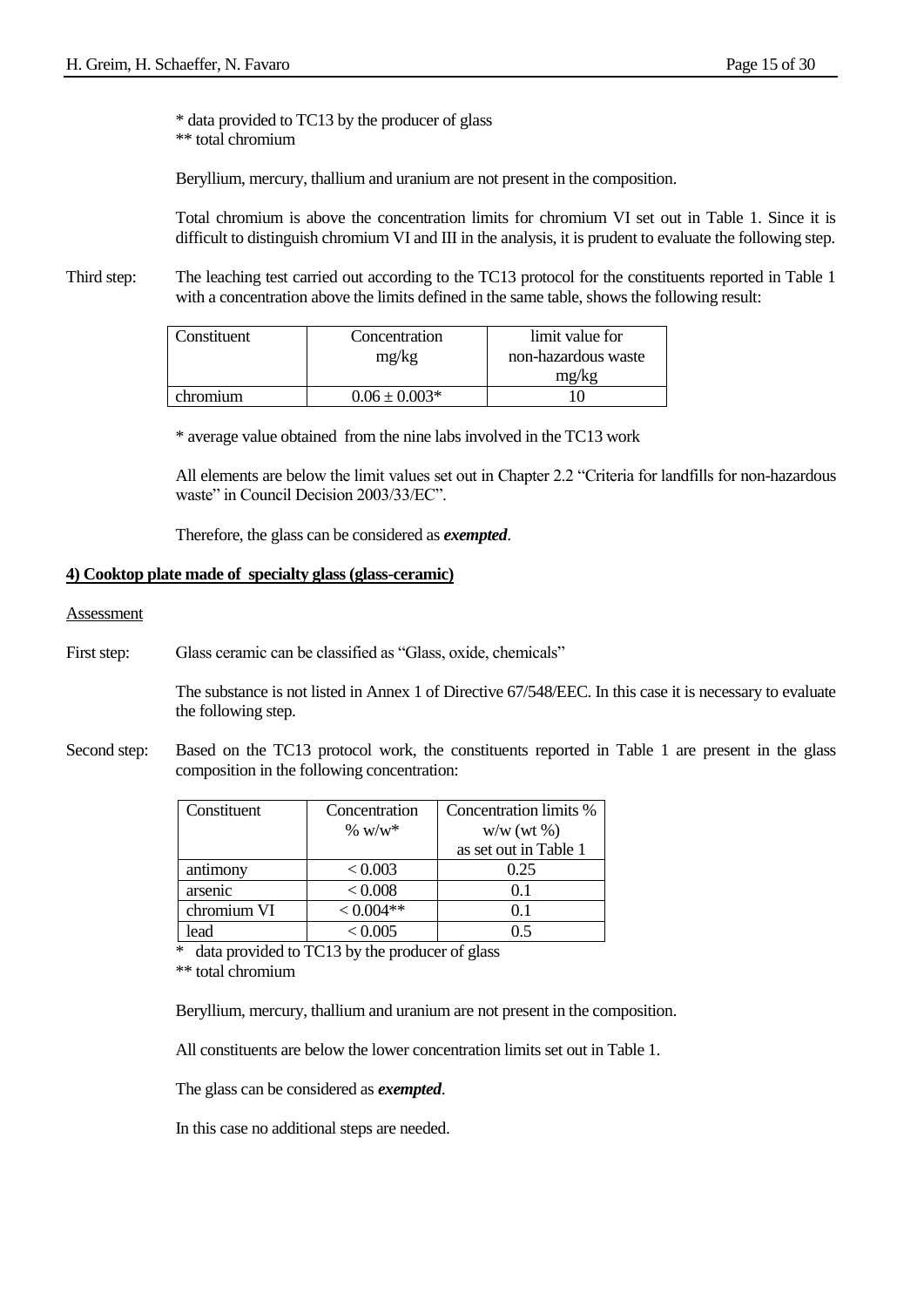\* data provided to TC13 by the producer of glass
\*\* total chromium

Beryllium, mercury, thallium and uranium are not present in the composition.

Total chromium is above the concentration limits for chromium VI set out in Table 1. Since it is difficult to distinguish chromium VI and III in the analysis, it is prudent to evaluate the following step.

Third step: The leaching test carried out according to the TC13 protocol for the constituents reported in Table 1 with a concentration above the limits defined in the same table, shows the following result:

| Constituent | Concentration mg/kg | limit value for non-hazardous waste mg/kg |
|---|---|---|
| chromium | 0.06 ± 0.003* | 10 |

\* average value obtained from the nine labs involved in the TC13 work

All elements are below the limit values set out in Chapter 2.2 "Criteria for landfills for non-hazardous waste" in Council Decision 2003/33/EC".

Therefore, the glass can be considered as ***exempted***.

**4) Cooktop plate made of specialty glass (glass-ceramic)**

Assessment

First step: Glass ceramic can be classified as "Glass, oxide, chemicals"

The substance is not listed in Annex 1 of Directive 67/548/EEC. In this case it is necessary to evaluate the following step.

Second step: Based on the TC13 protocol work, the constituents reported in Table 1 are present in the glass composition in the following concentration:

| Constituent | Concentration % w/w* | Concentration limits % w/w (wt %) as set out in Table 1 |
|---|---|---|
| antimony | < 0.003 | 0.25 |
| arsenic | < 0.008 | 0.1 |
| chromium VI | < 0.004** | 0.1 |
| lead | < 0.005 | 0.5 |

\* data provided to TC13 by the producer of glass
\*\* total chromium

Beryllium, mercury, thallium and uranium are not present in the composition.

All constituents are below the lower concentration limits set out in Table 1.

The glass can be considered as ***exempted***.

In this case no additional steps are needed.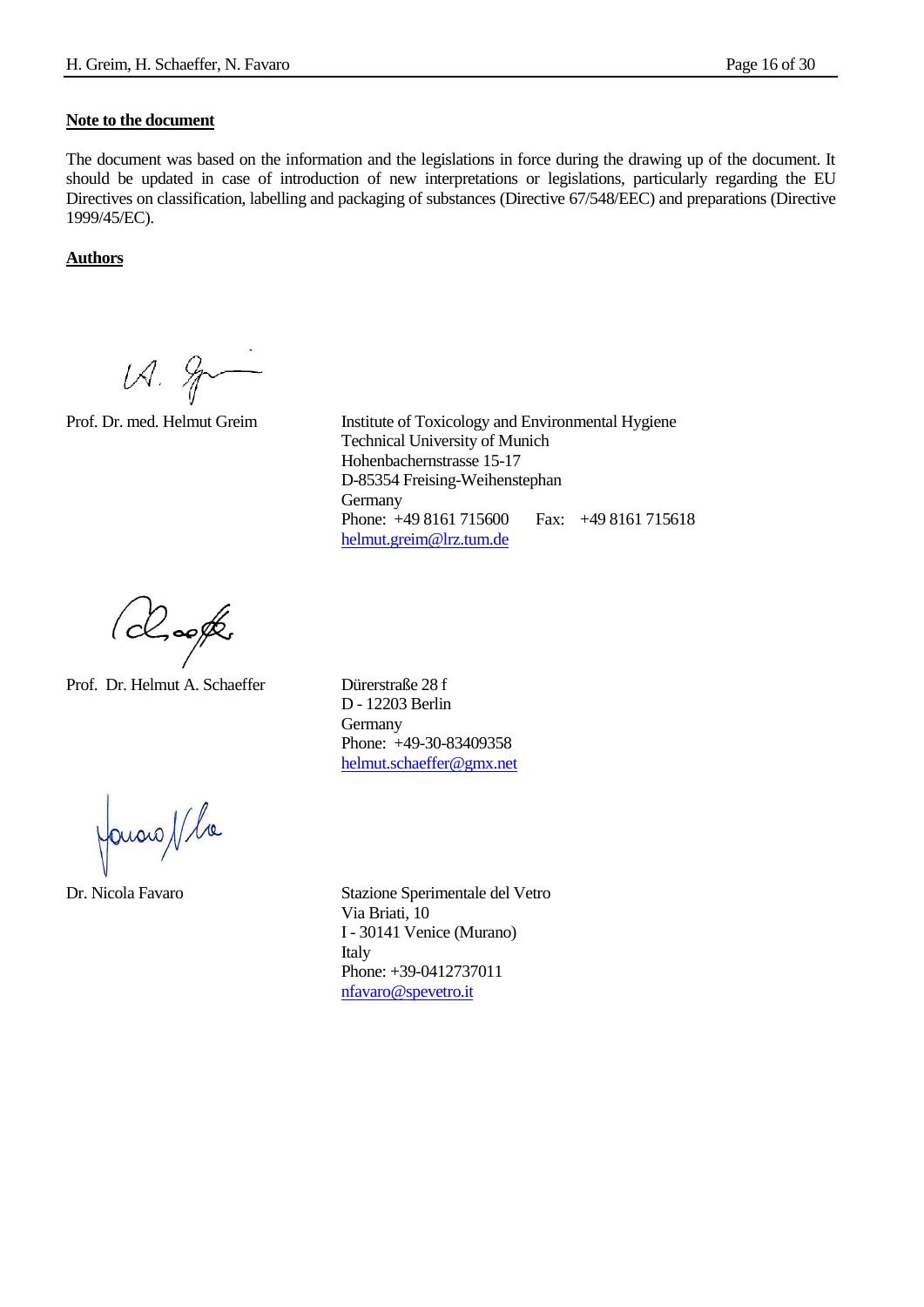**Note to the document**

The document was based on the information and the legislations in force during the drawing up of the document. It should be updated in case of introduction of new interpretations or legislations, particularly regarding the EU Directives on classification, labelling and packaging of substances (Directive 67/548/EEC) and preparations (Directive 1999/45/EC).

**Authors**

Prof. Dr. med. Helmut Greim

Institute of Toxicology and Environmental Hygiene
Technical University of Munich
Hohenbachernstrasse 15-17
D-85354 Freising-Weihenstephan
Germany
Phone: +49 8161 715600 Fax: +49 8161 715618
helmut.greim@lrz.tum.de

Prof. Dr. Helmut A. Schaeffer

Dürerstraße 28 f
D - 12203 Berlin
Germany
Phone: +49-30-83409358
helmut.schaeffer@gmx.net

Dr. Nicola Favaro

Stazione Sperimentale del Vetro
Via Briati, 10
I - 30141 Venice (Murano)
Italy
Phone: +39-0412737011
nfavaro@spevetro.it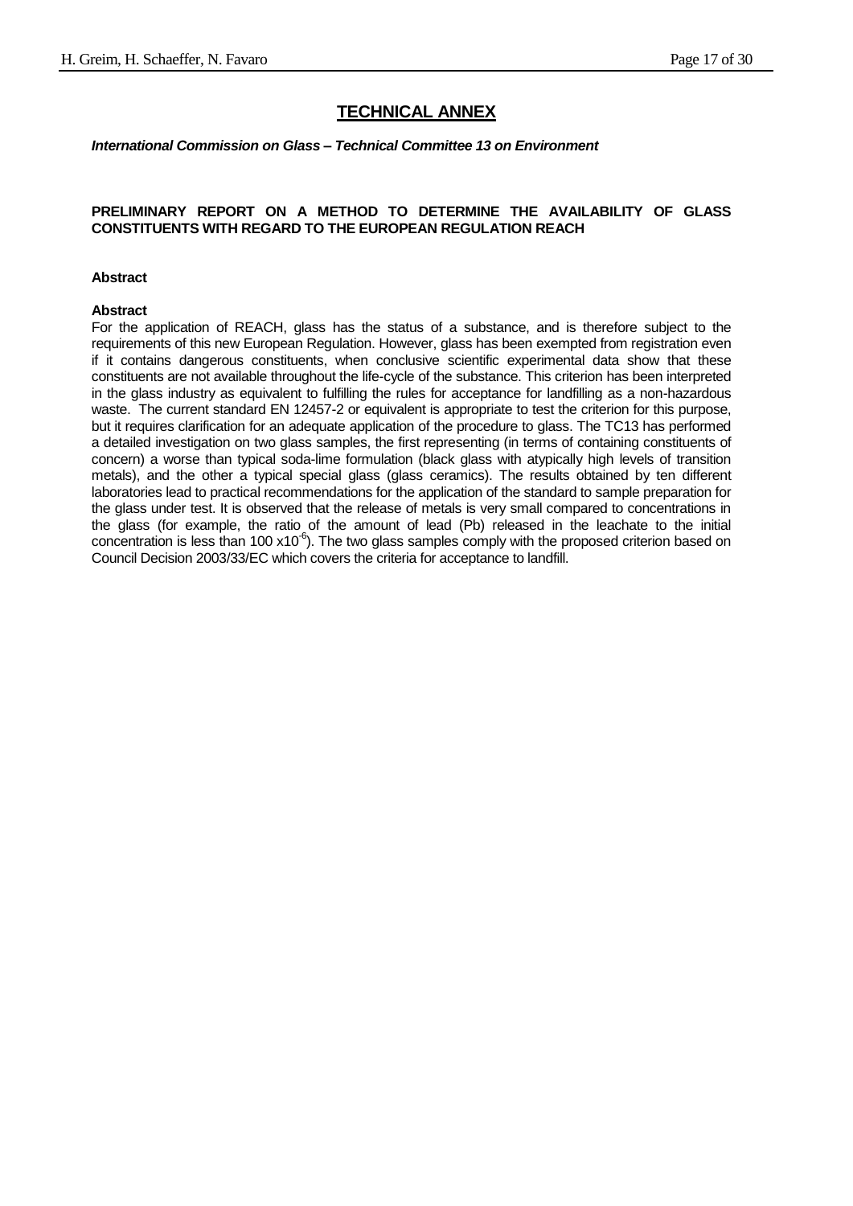# TECHNICAL ANNEX

***International Commission on Glass – Technical Committee 13 on Environment***

**PRELIMINARY REPORT ON A METHOD TO DETERMINE THE AVAILABILITY OF GLASS CONSTITUENTS WITH REGARD TO THE EUROPEAN REGULATION REACH**

**Abstract**

**Abstract**

For the application of REACH, glass has the status of a substance, and is therefore subject to the requirements of this new European Regulation. However, glass has been exempted from registration even if it contains dangerous constituents, when conclusive scientific experimental data show that these constituents are not available throughout the life-cycle of the substance. This criterion has been interpreted in the glass industry as equivalent to fulfilling the rules for acceptance for landfilling as a non-hazardous waste. The current standard EN 12457-2 or equivalent is appropriate to test the criterion for this purpose, but it requires clarification for an adequate application of the procedure to glass. The TC13 has performed a detailed investigation on two glass samples, the first representing (in terms of containing constituents of concern) a worse than typical soda-lime formulation (black glass with atypically high levels of transition metals), and the other a typical special glass (glass ceramics). The results obtained by ten different laboratories lead to practical recommendations for the application of the standard to sample preparation for the glass under test. It is observed that the release of metals is very small compared to concentrations in the glass (for example, the ratio of the amount of lead (Pb) released in the leachate to the initial concentration is less than 100 $\times 10^{-6}$). The two glass samples comply with the proposed criterion based on Council Decision 2003/33/EC which covers the criteria for acceptance to landfill.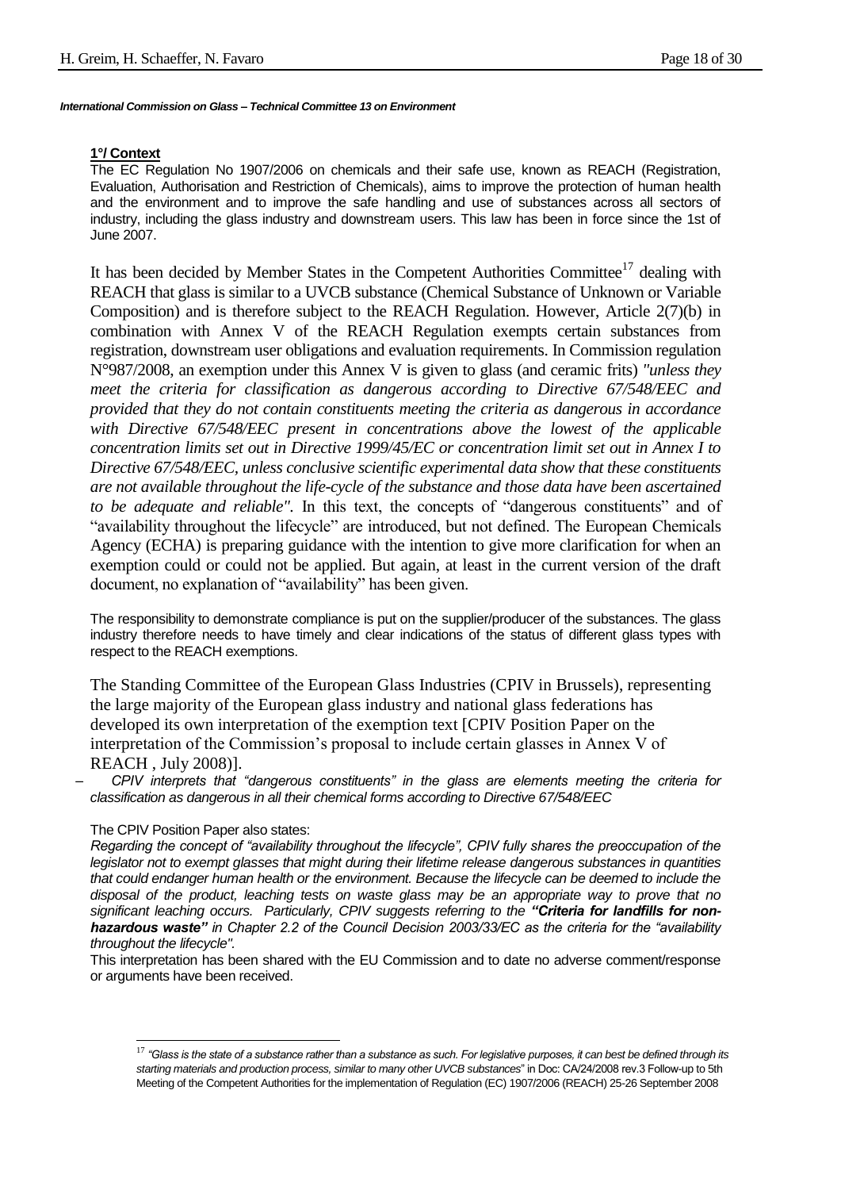*International Commission on Glass – Technical Committee 13 on Environment*

**1°/ Context**

The EC Regulation No 1907/2006 on chemicals and their safe use, known as REACH (Registration, Evaluation, Authorisation and Restriction of Chemicals), aims to improve the protection of human health and the environment and to improve the safe handling and use of substances across all sectors of industry, including the glass industry and downstream users. This law has been in force since the 1st of June 2007.

It has been decided by Member States in the Competent Authorities Committee[17] dealing with REACH that glass is similar to a UVCB substance (Chemical Substance of Unknown or Variable Composition) and is therefore subject to the REACH Regulation. However, Article 2(7)(b) in combination with Annex V of the REACH Regulation exempts certain substances from registration, downstream user obligations and evaluation requirements. In Commission regulation N°987/2008, an exemption under this Annex V is given to glass (and ceramic frits) *"unless they meet the criteria for classification as dangerous according to Directive 67/548/EEC and provided that they do not contain constituents meeting the criteria as dangerous in accordance with Directive 67/548/EEC present in concentrations above the lowest of the applicable concentration limits set out in Directive 1999/45/EC or concentration limit set out in Annex I to Directive 67/548/EEC, unless conclusive scientific experimental data show that these constituents are not available throughout the life-cycle of the substance and those data have been ascertained to be adequate and reliable"*. In this text, the concepts of "dangerous constituents" and of "availability throughout the lifecycle" are introduced, but not defined. The European Chemicals Agency (ECHA) is preparing guidance with the intention to give more clarification for when an exemption could or could not be applied. But again, at least in the current version of the draft document, no explanation of "availability" has been given.

The responsibility to demonstrate compliance is put on the supplier/producer of the substances. The glass industry therefore needs to have timely and clear indications of the status of different glass types with respect to the REACH exemptions.

The Standing Committee of the European Glass Industries (CPIV in Brussels), representing the large majority of the European glass industry and national glass federations has developed its own interpretation of the exemption text [CPIV Position Paper on the interpretation of the Commission's proposal to include certain glasses in Annex V of REACH , July 2008)].

– *CPIV interprets that "dangerous constituents" in the glass are elements meeting the criteria for classification as dangerous in all their chemical forms according to Directive 67/548/EEC*

The CPIV Position Paper also states:

*Regarding the concept of "availability throughout the lifecycle", CPIV fully shares the preoccupation of the legislator not to exempt glasses that might during their lifetime release dangerous substances in quantities that could endanger human health or the environment. Because the lifecycle can be deemed to include the disposal of the product, leaching tests on waste glass may be an appropriate way to prove that no significant leaching occurs. Particularly, CPIV suggests referring to the **"Criteria for landfills for non-hazardous waste"** in Chapter 2.2 of the Council Decision 2003/33/EC as the criteria for the "availability throughout the lifecycle".*

This interpretation has been shared with the EU Commission and to date no adverse comment/response or arguments have been received.

---

[17] *"Glass is the state of a substance rather than a substance as such. For legislative purposes, it can best be defined through its starting materials and production process, similar to many other UVCB substances"* in Doc: CA/24/2008 rev.3 Follow-up to 5th Meeting of the Competent Authorities for the implementation of Regulation (EC) 1907/2006 (REACH) 25-26 September 2008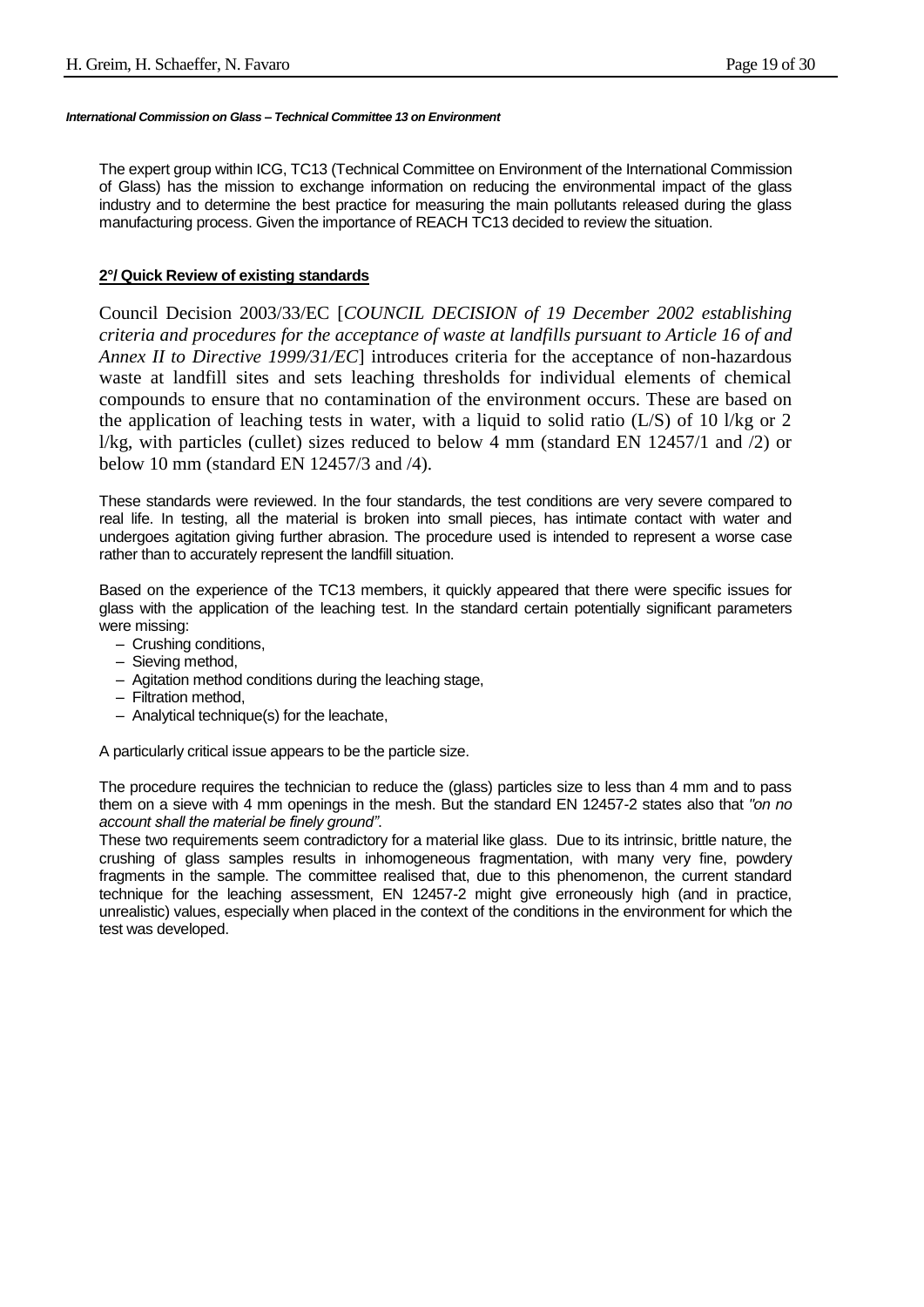The expert group within ICG, TC13 (Technical Committee on Environment of the International Commission of Glass) has the mission to exchange information on reducing the environmental impact of the glass industry and to determine the best practice for measuring the main pollutants released during the glass manufacturing process. Given the importance of REACH TC13 decided to review the situation.

## 2°/ Quick Review of existing standards

Council Decision 2003/33/EC [*COUNCIL DECISION of 19 December 2002 establishing criteria and procedures for the acceptance of waste at landfills pursuant to Article 16 of and Annex II to Directive 1999/31/EC*] introduces criteria for the acceptance of non-hazardous waste at landfill sites and sets leaching thresholds for individual elements of chemical compounds to ensure that no contamination of the environment occurs. These are based on the application of leaching tests in water, with a liquid to solid ratio (L/S) of 10 l/kg or 2 l/kg, with particles (cullet) sizes reduced to below 4 mm (standard EN 12457/1 and /2) or below 10 mm (standard EN 12457/3 and /4).

These standards were reviewed. In the four standards, the test conditions are very severe compared to real life. In testing, all the material is broken into small pieces, has intimate contact with water and undergoes agitation giving further abrasion. The procedure used is intended to represent a worse case rather than to accurately represent the landfill situation.

Based on the experience of the TC13 members, it quickly appeared that there were specific issues for glass with the application of the leaching test. In the standard certain potentially significant parameters were missing:

- Crushing conditions,
- Sieving method,
- Agitation method conditions during the leaching stage,
- Filtration method,
- Analytical technique(s) for the leachate,

A particularly critical issue appears to be the particle size.

The procedure requires the technician to reduce the (glass) particles size to less than 4 mm and to pass them on a sieve with 4 mm openings in the mesh. But the standard EN 12457-2 states also that *"on no account shall the material be finely ground"*.

These two requirements seem contradictory for a material like glass. Due to its intrinsic, brittle nature, the crushing of glass samples results in inhomogeneous fragmentation, with many very fine, powdery fragments in the sample. The committee realised that, due to this phenomenon, the current standard technique for the leaching assessment, EN 12457-2 might give erroneously high (and in practice, unrealistic) values, especially when placed in the context of the conditions in the environment for which the test was developed.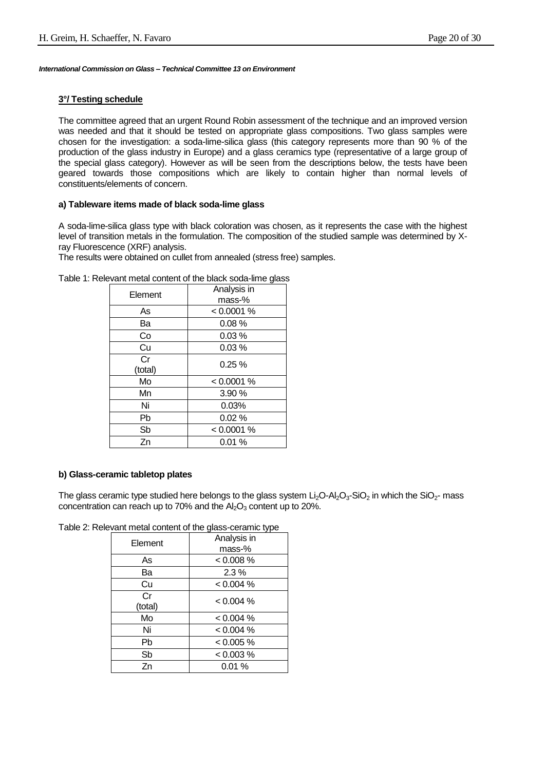*International Commission on Glass – Technical Committee 13 on Environment*

### 3°/ Testing schedule

The committee agreed that an urgent Round Robin assessment of the technique and an improved version was needed and that it should be tested on appropriate glass compositions. Two glass samples were chosen for the investigation: a soda-lime-silica glass (this category represents more than 90 % of the production of the glass industry in Europe) and a glass ceramics type (representative of a large group of the special glass category). However as will be seen from the descriptions below, the tests have been geared towards those compositions which are likely to contain higher than normal levels of constituents/elements of concern.

#### a) Tableware items made of black soda-lime glass

A soda-lime-silica glass type with black coloration was chosen, as it represents the case with the highest level of transition metals in the formulation. The composition of the studied sample was determined by X-ray Fluorescence (XRF) analysis.
The results were obtained on cullet from annealed (stress free) samples.

Table 1: Relevant metal content of the black soda-lime glass

| Element | Analysis in mass-% |
|---|---|
| As | < 0.0001 % |
| Ba | 0.08 % |
| Co | 0.03 % |
| Cu | 0.03 % |
| Cr (total) | 0.25 % |
| Mo | < 0.0001 % |
| Mn | 3.90 % |
| Ni | 0.03% |
| Pb | 0.02 % |
| Sb | < 0.0001 % |
| Zn | 0.01 % |

#### b) Glass-ceramic tabletop plates

The glass ceramic type studied here belongs to the glass system $Li_2O$-$Al_2O_3$-$SiO_2$ in which the $SiO_2$- mass concentration can reach up to 70% and the $Al_2O_3$ content up to 20%.

Table 2: Relevant metal content of the glass-ceramic type

| Element | Analysis in mass-% |
|---|---|
| As | < 0.008 % |
| Ba | 2.3 % |
| Cu | < 0.004 % |
| Cr (total) | < 0.004 % |
| Mo | < 0.004 % |
| Ni | < 0.004 % |
| Pb | < 0.005 % |
| Sb | < 0.003 % |
| Zn | 0.01 % |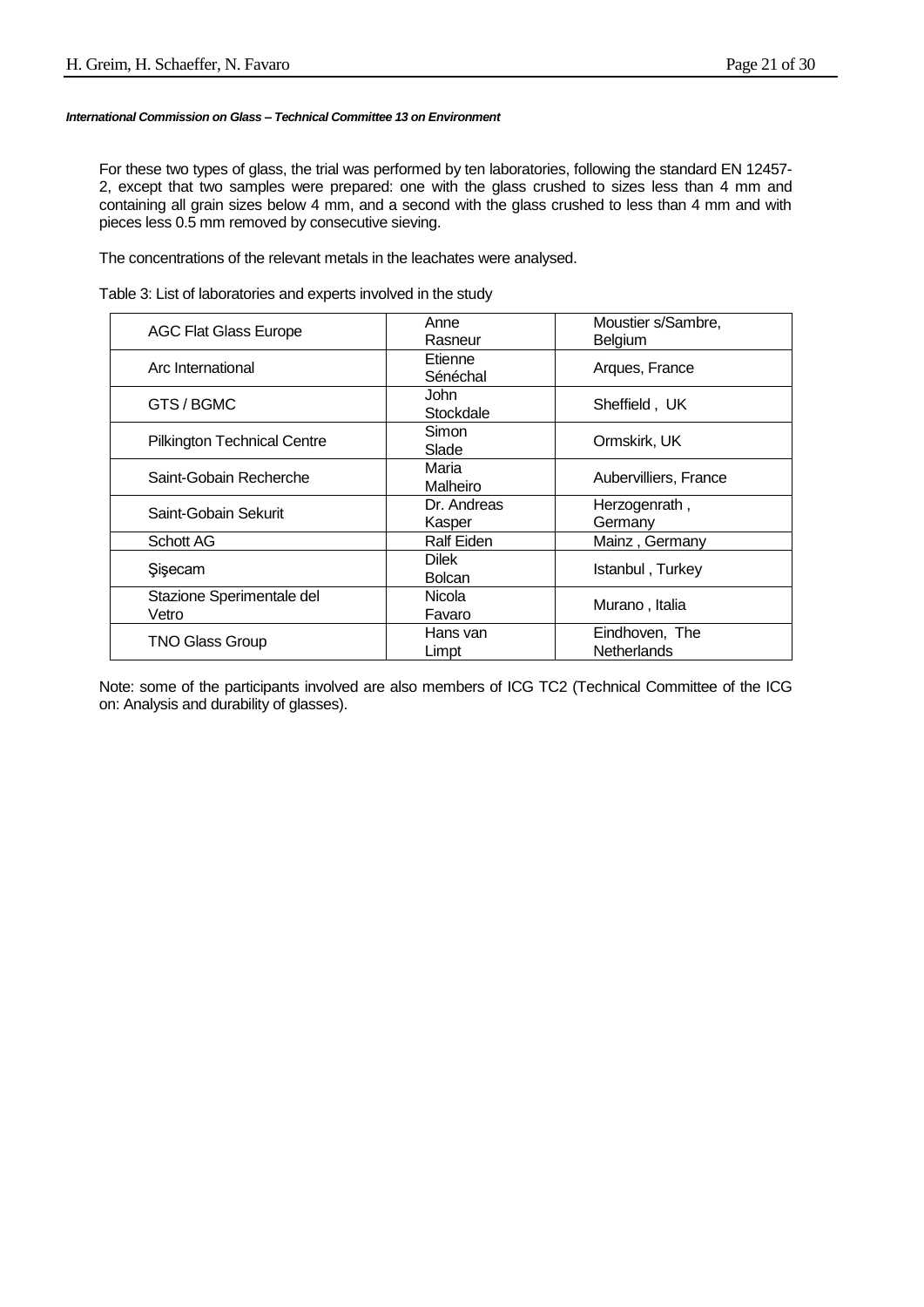*International Commission on Glass – Technical Committee 13 on Environment*

For these two types of glass, the trial was performed by ten laboratories, following the standard EN 12457-2, except that two samples were prepared: one with the glass crushed to sizes less than 4 mm and containing all grain sizes below 4 mm, and a second with the glass crushed to less than 4 mm and with pieces less 0.5 mm removed by consecutive sieving.

The concentrations of the relevant metals in the leachates were analysed.

Table 3: List of laboratories and experts involved in the study

| | | |
|---|---|---|
| AGC Flat Glass Europe | Anne Rasneur | Moustier s/Sambre, Belgium |
| Arc International | Etienne Sénéchal | Arques, France |
| GTS / BGMC | John Stockdale | Sheffield , UK |
| Pilkington Technical Centre | Simon Slade | Ormskirk, UK |
| Saint-Gobain Recherche | Maria Malheiro | Aubervilliers, France |
| Saint-Gobain Sekurit | Dr. Andreas Kasper | Herzogenrath , Germany |
| Schott AG | Ralf Eiden | Mainz , Germany |
| Şişecam | Dilek Bolcan | Istanbul , Turkey |
| Stazione Sperimentale del Vetro | Nicola Favaro | Murano , Italia |
| TNO Glass Group | Hans van Limpt | Eindhoven, The Netherlands |

Note: some of the participants involved are also members of ICG TC2 (Technical Committee of the ICG on: Analysis and durability of glasses).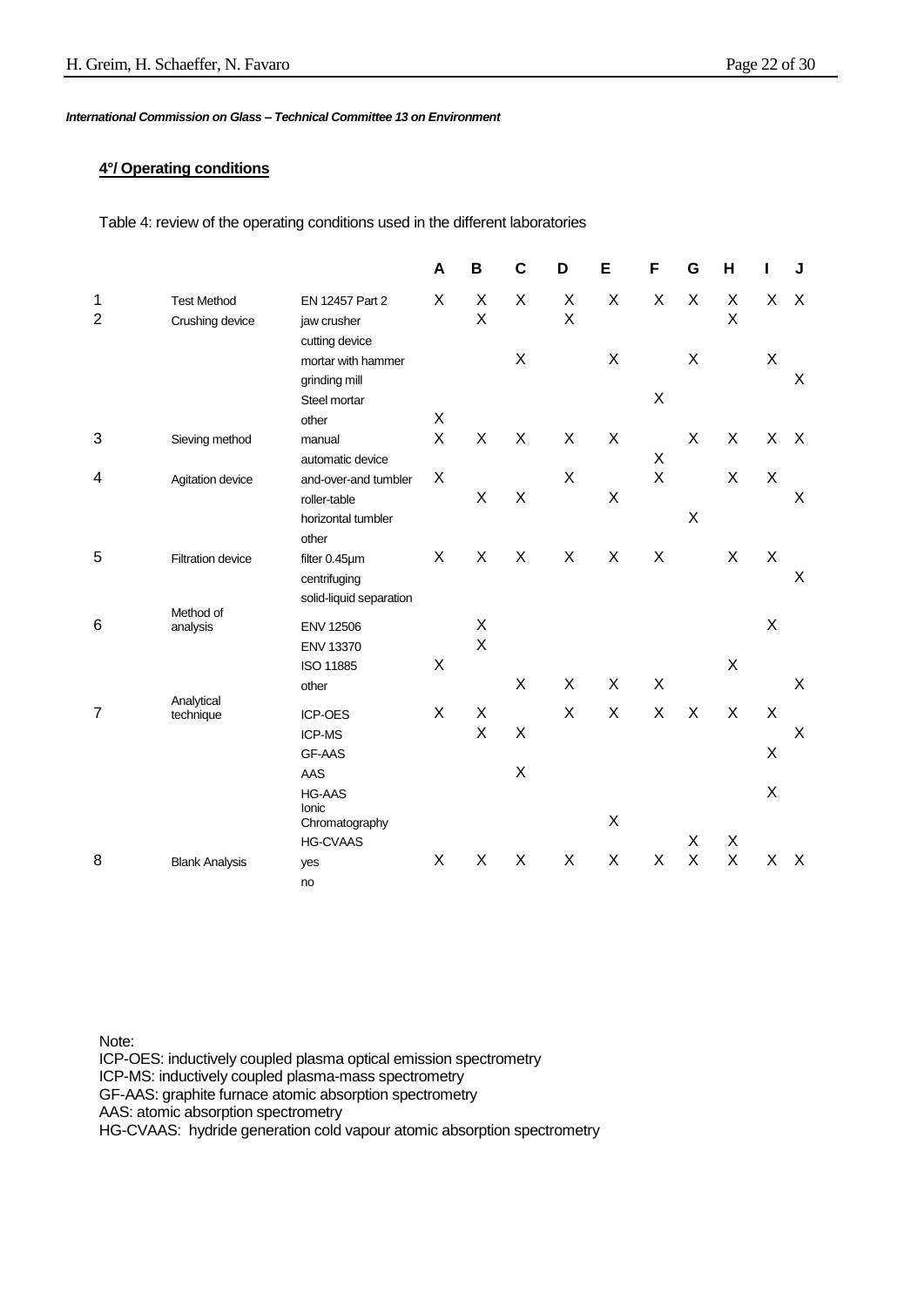## 4°/ Operating conditions

Table 4: review of the operating conditions used in the different laboratories

| | | | A | B | C | D | E | F | G | H | I | J |
|---|---|---|---|---|---|---|---|---|---|---|---|---|
| 1 | Test Method | EN 12457 Part 2 | X | X | X | X | X | X | X | X | X | X |
| 2 | Crushing device | jaw crusher | | X | | X | | | | X | | |
| | | cutting device | | | | | | | | | | |
| | | mortar with hammer | | | X | | X | | X | | X | |
| | | grinding mill | | | | | | | | | | X |
| | | Steel mortar | | | | | | X | | | | |
| | | other | X | | | | | | | | | |
| 3 | Sieving method | manual | X | X | X | X | X | | X | X | X | X |
| | | automatic device | | | | | | X | | | | |
| 4 | Agitation device | and-over-and tumbler | X | | | X | | X | | X | X | |
| | | roller-table | | X | X | | X | | | | | X |
| | | horizontal tumbler | | | | | | | X | | | |
| | | other | | | | | | | | | | |
| 5 | Filtration device | filter 0.45µm | X | X | X | X | X | X | | X | X | |
| | | centrifuging | | | | | | | | | | X |
| | | solid-liquid separation | | | | | | | | | | |
| 6 | Method of analysis | ENV 12506 | | X | | | | | | | X | |
| | | ENV 13370 | | X | | | | | | | | |
| | | ISO 11885 | X | | | | | | | X | | |
| | | other | | | X | X | X | X | | | | X |
| 7 | Analytical technique | ICP-OES | X | X | | X | X | X | X | X | X | |
| | | ICP-MS | | X | X | | | | | | | X |
| | | GF-AAS | | | | | | | | | X | |
| | | AAS | | | X | | | | | | | |
| | | HG-AAS | | | | | | | | | X | |
| | | Ionic Chromatography | | | | | X | | | | | |
| | | HG-CVAAS | | | | | | | X | X | | |
| 8 | Blank Analysis | yes | X | X | X | X | X | X | X | X | X | X |
| | | no | | | | | | | | | | |

Note:
ICP-OES: inductively coupled plasma optical emission spectrometry
ICP-MS: inductively coupled plasma-mass spectrometry
GF-AAS: graphite furnace atomic absorption spectrometry
AAS: atomic absorption spectrometry
HG-CVAAS: hydride generation cold vapour atomic absorption spectrometry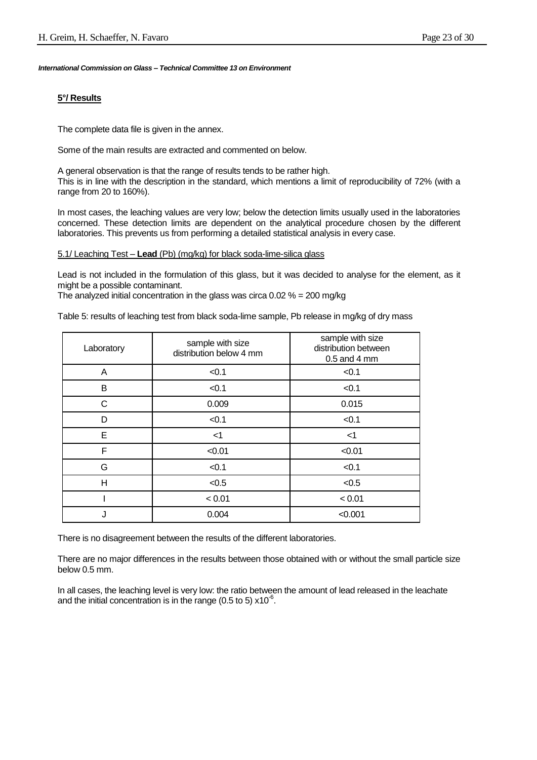*International Commission on Glass – Technical Committee 13 on Environment*

## 5°/ Results

The complete data file is given in the annex.

Some of the main results are extracted and commented on below.

A general observation is that the range of results tends to be rather high.
This is in line with the description in the standard, which mentions a limit of reproducibility of 72% (with a range from 20 to 160%).

In most cases, the leaching values are very low; below the detection limits usually used in the laboratories concerned. These detection limits are dependent on the analytical procedure chosen by the different laboratories. This prevents us from performing a detailed statistical analysis in every case.

### 5.1/ Leaching Test – **Lead** (Pb) (mg/kg) for black soda-lime-silica glass

Lead is not included in the formulation of this glass, but it was decided to analyse for the element, as it might be a possible contaminant.
The analyzed initial concentration in the glass was circa 0.02 % = 200 mg/kg

Table 5: results of leaching test from black soda-lime sample, Pb release in mg/kg of dry mass

| Laboratory | sample with size distribution below 4 mm | sample with size distribution between 0.5 and 4 mm |
|---|---|---|
| A | <0.1 | <0.1 |
| B | <0.1 | <0.1 |
| C | 0.009 | 0.015 |
| D | <0.1 | <0.1 |
| E | <1 | <1 |
| F | <0.01 | <0.01 |
| G | <0.1 | <0.1 |
| H | <0.5 | <0.5 |
| I | < 0.01 | < 0.01 |
| J | 0.004 | <0.001 |

There is no disagreement between the results of the different laboratories.

There are no major differences in the results between those obtained with or without the small particle size below 0.5 mm.

In all cases, the leaching level is very low: the ratio between the amount of lead released in the leachate and the initial concentration is in the range (0.5 to 5) $\times 10^{-6}$.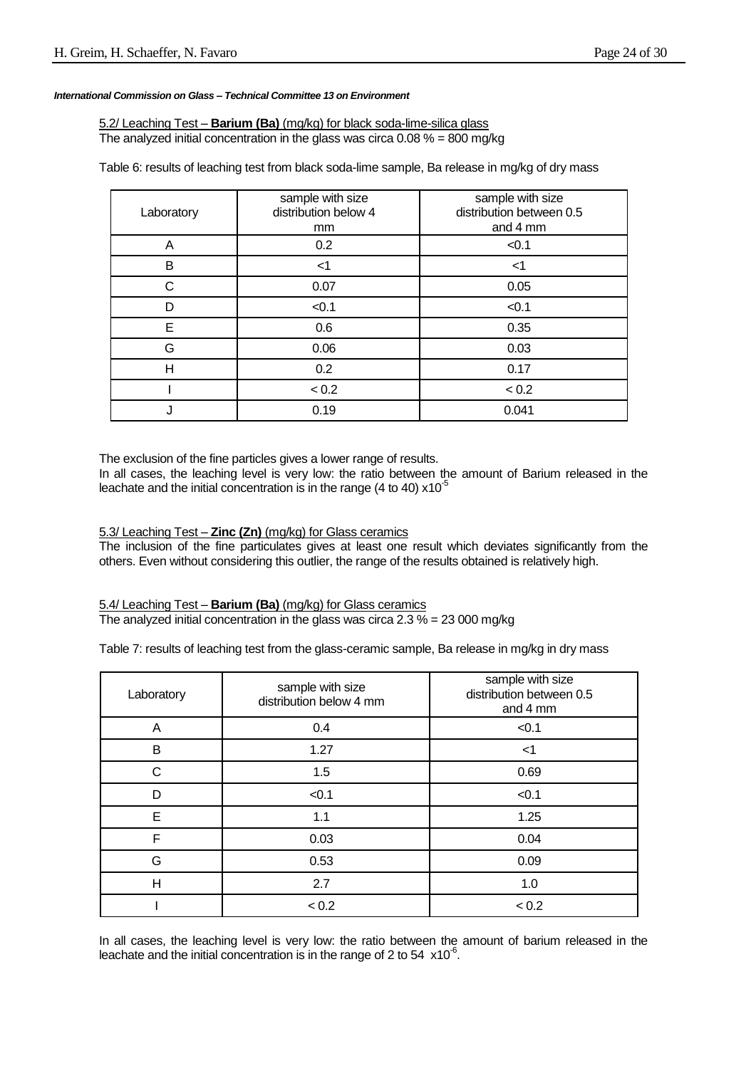*International Commission on Glass – Technical Committee 13 on Environment*

5.2/ Leaching Test – **Barium (Ba)** (mg/kg) for black soda-lime-silica glass
The analyzed initial concentration in the glass was circa 0.08 % = 800 mg/kg

Table 6: results of leaching test from black soda-lime sample, Ba release in mg/kg of dry mass

| Laboratory | sample with size distribution below 4 mm | sample with size distribution between 0.5 and 4 mm |
|---|---|---|
| A | 0.2 | <0.1 |
| B | <1 | <1 |
| C | 0.07 | 0.05 |
| D | <0.1 | <0.1 |
| E | 0.6 | 0.35 |
| G | 0.06 | 0.03 |
| H | 0.2 | 0.17 |
| I | < 0.2 | < 0.2 |
| J | 0.19 | 0.041 |

The exclusion of the fine particles gives a lower range of results.
In all cases, the leaching level is very low: the ratio between the amount of Barium released in the leachate and the initial concentration is in the range (4 to 40) $x10^{-5}$

5.3/ Leaching Test – **Zinc (Zn)** (mg/kg) for Glass ceramics
The inclusion of the fine particulates gives at least one result which deviates significantly from the others. Even without considering this outlier, the range of the results obtained is relatively high.

5.4/ Leaching Test – **Barium (Ba)** (mg/kg) for Glass ceramics
The analyzed initial concentration in the glass was circa 2.3 % = 23 000 mg/kg

Table 7: results of leaching test from the glass-ceramic sample, Ba release in mg/kg in dry mass

| Laboratory | sample with size distribution below 4 mm | sample with size distribution between 0.5 and 4 mm |
|---|---|---|
| A | 0.4 | <0.1 |
| B | 1.27 | <1 |
| C | 1.5 | 0.69 |
| D | <0.1 | <0.1 |
| E | 1.1 | 1.25 |
| F | 0.03 | 0.04 |
| G | 0.53 | 0.09 |
| H | 2.7 | 1.0 |
| I | < 0.2 | < 0.2 |

In all cases, the leaching level is very low: the ratio between the amount of barium released in the leachate and the initial concentration is in the range of 2 to 54 $x10^{-6}$.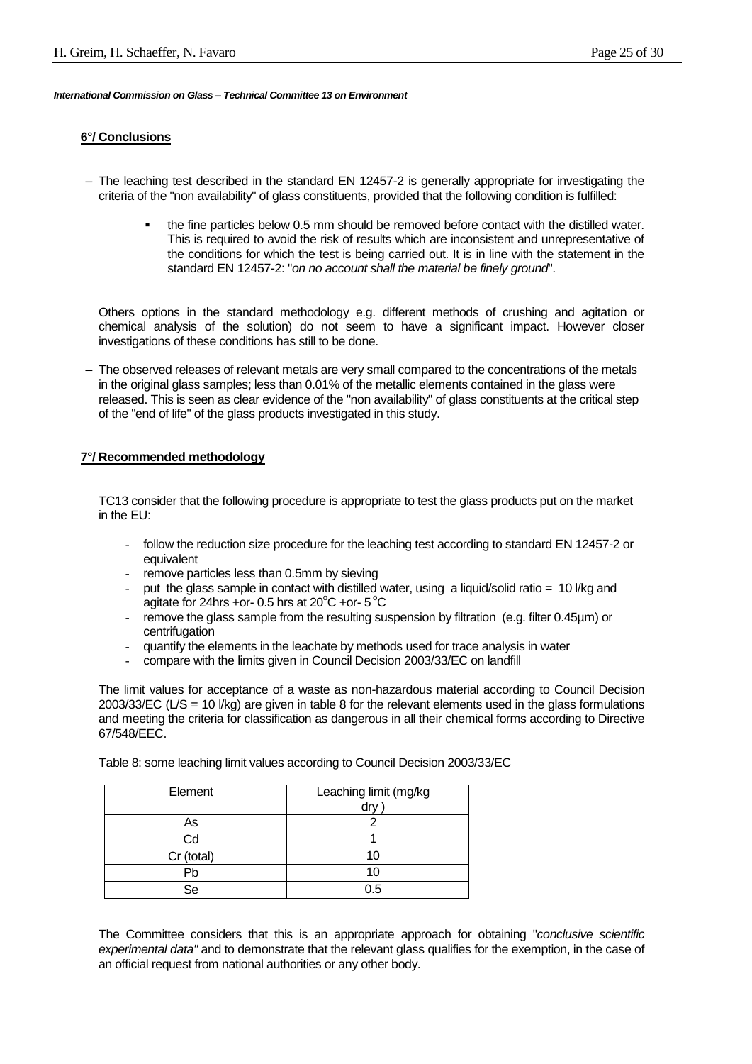*International Commission on Glass – Technical Committee 13 on Environment*

## 6°/ Conclusions

- The leaching test described in the standard EN 12457-2 is generally appropriate for investigating the criteria of the "non availability" of glass constituents, provided that the following condition is fulfilled:

  - the fine particles below 0.5 mm should be removed before contact with the distilled water. This is required to avoid the risk of results which are inconsistent and unrepresentative of the conditions for which the test is being carried out. It is in line with the statement in the standard EN 12457-2: "*on no account shall the material be finely ground*".

  Others options in the standard methodology e.g. different methods of crushing and agitation or chemical analysis of the solution) do not seem to have a significant impact. However closer investigations of these conditions has still to be done.

- The observed releases of relevant metals are very small compared to the concentrations of the metals in the original glass samples; less than 0.01% of the metallic elements contained in the glass were released. This is seen as clear evidence of the "non availability" of glass constituents at the critical step of the "end of life" of the glass products investigated in this study.

## 7°/ Recommended methodology

TC13 consider that the following procedure is appropriate to test the glass products put on the market in the EU:

- follow the reduction size procedure for the leaching test according to standard EN 12457-2 or equivalent
- remove particles less than 0.5mm by sieving
- put the glass sample in contact with distilled water, using a liquid/solid ratio = 10 l/kg and agitate for 24hrs +or- 0.5 hrs at 20°C +or- 5°C
- remove the glass sample from the resulting suspension by filtration (e.g. filter 0.45µm) or centrifugation
- quantify the elements in the leachate by methods used for trace analysis in water
- compare with the limits given in Council Decision 2003/33/EC on landfill

The limit values for acceptance of a waste as non-hazardous material according to Council Decision 2003/33/EC (L/S = 10 l/kg) are given in table 8 for the relevant elements used in the glass formulations and meeting the criteria for classification as dangerous in all their chemical forms according to Directive 67/548/EEC.

Table 8: some leaching limit values according to Council Decision 2003/33/EC

| Element | Leaching limit (mg/kg dry ) |
|---|---|
| As | 2 |
| Cd | 1 |
| Cr (total) | 10 |
| Pb | 10 |
| Se | 0.5 |

The Committee considers that this is an appropriate approach for obtaining "*conclusive scientific experimental data"* and to demonstrate that the relevant glass qualifies for the exemption, in the case of an official request from national authorities or any other body.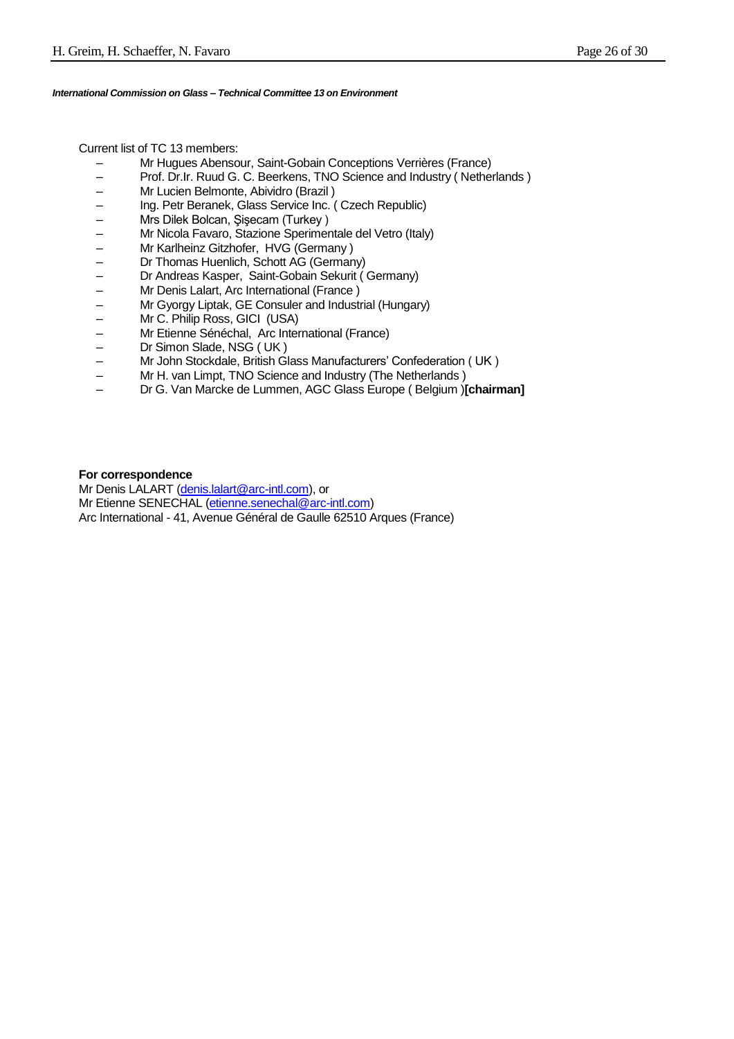*International Commission on Glass – Technical Committee 13 on Environment*

Current list of TC 13 members:

- Mr Hugues Abensour, Saint-Gobain Conceptions Verrières (France)
- Prof. Dr.Ir. Ruud G. C. Beerkens, TNO Science and Industry ( Netherlands )
- Mr Lucien Belmonte, Abividro (Brazil )
- Ing. Petr Beranek, Glass Service Inc. ( Czech Republic)
- Mrs Dilek Bolcan, Şişecam (Turkey )
- Mr Nicola Favaro, Stazione Sperimentale del Vetro (Italy)
- Mr Karlheinz Gitzhofer, HVG (Germany )
- Dr Thomas Huenlich, Schott AG (Germany)
- Dr Andreas Kasper, Saint-Gobain Sekurit ( Germany)
- Mr Denis Lalart, Arc International (France )
- Mr Gyorgy Liptak, GE Consuler and Industrial (Hungary)
- Mr C. Philip Ross, GICI (USA)
- Mr Etienne Sénéchal, Arc International (France)
- Dr Simon Slade, NSG ( UK )
- Mr John Stockdale, British Glass Manufacturers' Confederation ( UK )
- Mr H. van Limpt, TNO Science and Industry (The Netherlands )
- Dr G. Van Marcke de Lummen, AGC Glass Europe ( Belgium )**[chairman]**

**For correspondence**

Mr Denis LALART (denis.lalart@arc-intl.com), or
Mr Etienne SENECHAL (etienne.senechal@arc-intl.com)
Arc International - 41, Avenue Général de Gaulle 62510 Arques (France)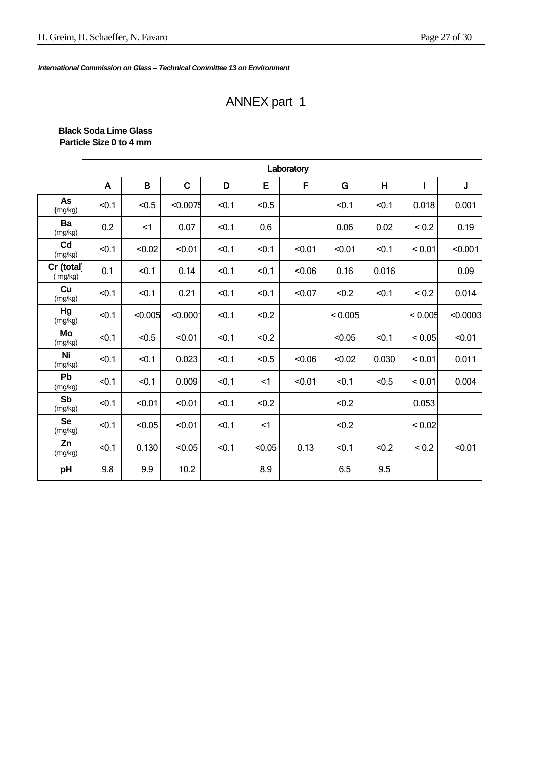*International Commission on Glass – Technical Committee 13 on Environment*

# ANNEX part 1

**Black Soda Lime Glass**
**Particle Size 0 to 4 mm**

| | Laboratory | | | | | | | | | |
|---|---|---|---|---|---|---|---|---|---|---|
| | A | B | C | D | E | F | G | H | I | J |
| **As** (mg/kg) | <0.1 | <0.5 | <0.0075 | <0.1 | <0.5 | | <0.1 | <0.1 | 0.018 | 0.001 |
| **Ba** (mg/kg) | 0.2 | <1 | 0.07 | <0.1 | 0.6 | | 0.06 | 0.02 | < 0.2 | 0.19 |
| **Cd** (mg/kg) | <0.1 | <0.02 | <0.01 | <0.1 | <0.1 | <0.01 | <0.01 | <0.1 | < 0.01 | <0.001 |
| **Cr (total)** ( mg/kg) | 0.1 | <0.1 | 0.14 | <0.1 | <0.1 | <0.06 | 0.16 | 0.016 | | 0.09 |
| **Cu** (mg/kg) | <0.1 | <0.1 | 0.21 | <0.1 | <0.1 | <0.07 | <0.2 | <0.1 | < 0.2 | 0.014 |
| **Hg** (mg/kg) | <0.1 | <0.005 | <0.0001 | <0.1 | <0.2 | | < 0.005 | | < 0.005 | <0.0003 |
| **Mo** (mg/kg) | <0.1 | <0.5 | <0.01 | <0.1 | <0.2 | | <0.05 | <0.1 | < 0.05 | <0.01 |
| **Ni** (mg/kg) | <0.1 | <0.1 | 0.023 | <0.1 | <0.5 | <0.06 | <0.02 | 0.030 | < 0.01 | 0.011 |
| **Pb** (mg/kg) | <0.1 | <0.1 | 0.009 | <0.1 | <1 | <0.01 | <0.1 | <0.5 | < 0.01 | 0.004 |
| **Sb** (mg/kg) | <0.1 | <0.01 | <0.01 | <0.1 | <0.2 | | <0.2 | | 0.053 | |
| **Se** (mg/kg) | <0.1 | <0.05 | <0.01 | <0.1 | <1 | | <0.2 | | < 0.02 | |
| **Zn** (mg/kg) | <0.1 | 0.130 | <0.05 | <0.1 | <0.05 | 0.13 | <0.1 | <0.2 | < 0.2 | <0.01 |
| **pH** | 9.8 | 9.9 | 10.2 | | 8.9 | | 6.5 | 9.5 | | |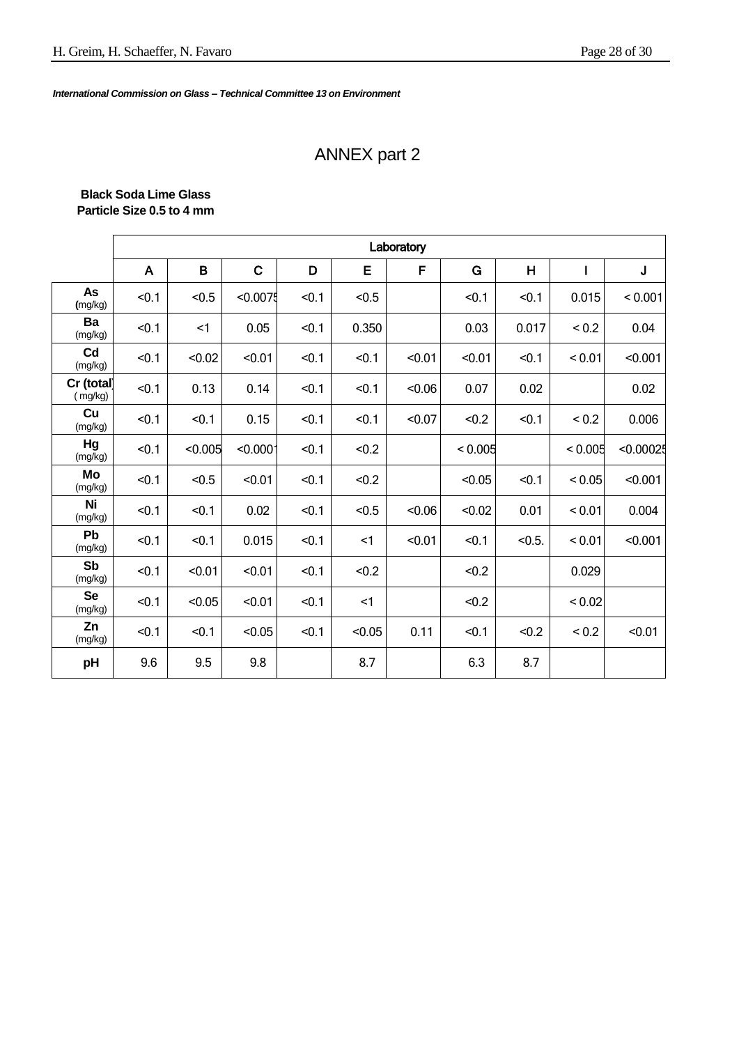*International Commission on Glass – Technical Committee 13 on Environment*

# ANNEX part 2

**Black Soda Lime Glass**
**Particle Size 0.5 to 4 mm**

| | Laboratory | | | | | | | | | |
|---|---|---|---|---|---|---|---|---|---|---|
| | A | B | C | D | E | F | G | H | I | J |
| **As** (mg/kg) | <0.1 | <0.5 | <0.0075 | <0.1 | <0.5 | | <0.1 | <0.1 | 0.015 | < 0.001 |
| **Ba** (mg/kg) | <0.1 | <1 | 0.05 | <0.1 | 0.350 | | 0.03 | 0.017 | < 0.2 | 0.04 |
| **Cd** (mg/kg) | <0.1 | <0.02 | <0.01 | <0.1 | <0.1 | <0.01 | <0.01 | <0.1 | < 0.01 | <0.001 |
| **Cr (total)** (mg/kg) | <0.1 | 0.13 | 0.14 | <0.1 | <0.1 | <0.06 | 0.07 | 0.02 | | 0.02 |
| **Cu** (mg/kg) | <0.1 | <0.1 | 0.15 | <0.1 | <0.1 | <0.07 | <0.2 | <0.1 | < 0.2 | 0.006 |
| **Hg** (mg/kg) | <0.1 | <0.005 | <0.0001 | <0.1 | <0.2 | | < 0.005 | | < 0.005 | <0.00025 |
| **Mo** (mg/kg) | <0.1 | <0.5 | <0.01 | <0.1 | <0.2 | | <0.05 | <0.1 | < 0.05 | <0.001 |
| **Ni** (mg/kg) | <0.1 | <0.1 | 0.02 | <0.1 | <0.5 | <0.06 | <0.02 | 0.01 | < 0.01 | 0.004 |
| **Pb** (mg/kg) | <0.1 | <0.1 | 0.015 | <0.1 | <1 | <0.01 | <0.1 | <0.5. | < 0.01 | <0.001 |
| **Sb** (mg/kg) | <0.1 | <0.01 | <0.01 | <0.1 | <0.2 | | <0.2 | | 0.029 | |
| **Se** (mg/kg) | <0.1 | <0.05 | <0.01 | <0.1 | <1 | | <0.2 | | < 0.02 | |
| **Zn** (mg/kg) | <0.1 | <0.1 | <0.05 | <0.1 | <0.05 | 0.11 | <0.1 | <0.2 | < 0.2 | <0.01 |
| **pH** | 9.6 | 9.5 | 9.8 | | 8.7 | | 6.3 | 8.7 | | |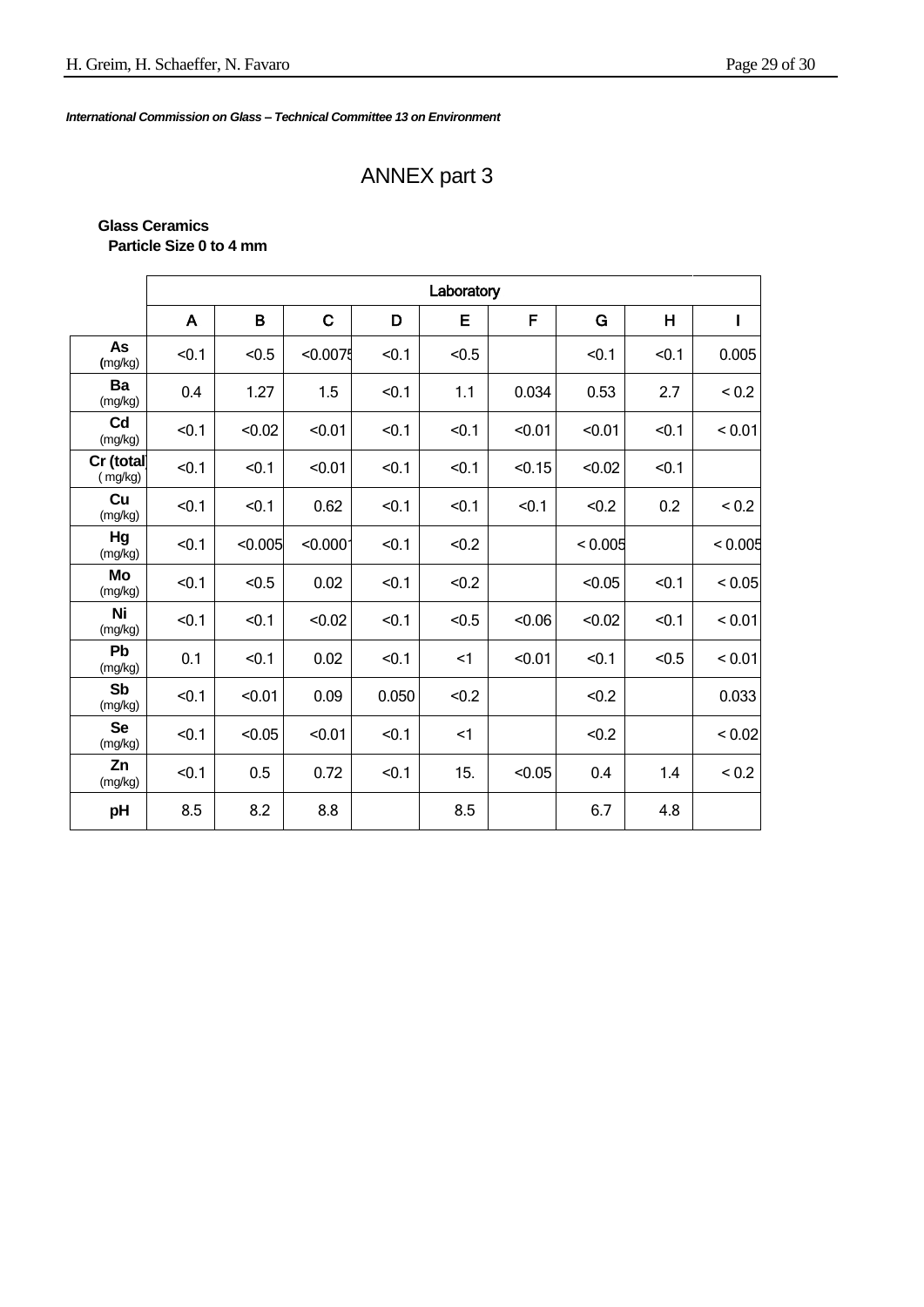*International Commission on Glass – Technical Committee 13 on Environment*

# ANNEX part 3

**Glass Ceramics**
**Particle Size 0 to 4 mm**

| | Laboratory | | | | | | | | |
|---|---|---|---|---|---|---|---|---|---|
| | A | B | C | D | E | F | G | H | I |
| **As** (mg/kg) | <0.1 | <0.5 | <0.0075 | <0.1 | <0.5 | | <0.1 | <0.1 | 0.005 |
| **Ba** (mg/kg) | 0.4 | 1.27 | 1.5 | <0.1 | 1.1 | 0.034 | 0.53 | 2.7 | < 0.2 |
| **Cd** (mg/kg) | <0.1 | <0.02 | <0.01 | <0.1 | <0.1 | <0.01 | <0.01 | <0.1 | < 0.01 |
| **Cr (total)** (mg/kg) | <0.1 | <0.1 | <0.01 | <0.1 | <0.1 | <0.15 | <0.02 | <0.1 | |
| **Cu** (mg/kg) | <0.1 | <0.1 | 0.62 | <0.1 | <0.1 | <0.1 | <0.2 | 0.2 | < 0.2 |
| **Hg** (mg/kg) | <0.1 | <0.005 | <0.0001 | <0.1 | <0.2 | | < 0.005 | | < 0.005 |
| **Mo** (mg/kg) | <0.1 | <0.5 | 0.02 | <0.1 | <0.2 | | <0.05 | <0.1 | < 0.05 |
| **Ni** (mg/kg) | <0.1 | <0.1 | <0.02 | <0.1 | <0.5 | <0.06 | <0.02 | <0.1 | < 0.01 |
| **Pb** (mg/kg) | 0.1 | <0.1 | 0.02 | <0.1 | <1 | <0.01 | <0.1 | <0.5 | < 0.01 |
| **Sb** (mg/kg) | <0.1 | <0.01 | 0.09 | 0.050 | <0.2 | | <0.2 | | 0.033 |
| **Se** (mg/kg) | <0.1 | <0.05 | <0.01 | <0.1 | <1 | | <0.2 | | < 0.02 |
| **Zn** (mg/kg) | <0.1 | 0.5 | 0.72 | <0.1 | 15. | <0.05 | 0.4 | 1.4 | < 0.2 |
| **pH** | 8.5 | 8.2 | 8.8 | | 8.5 | | 6.7 | 4.8 | |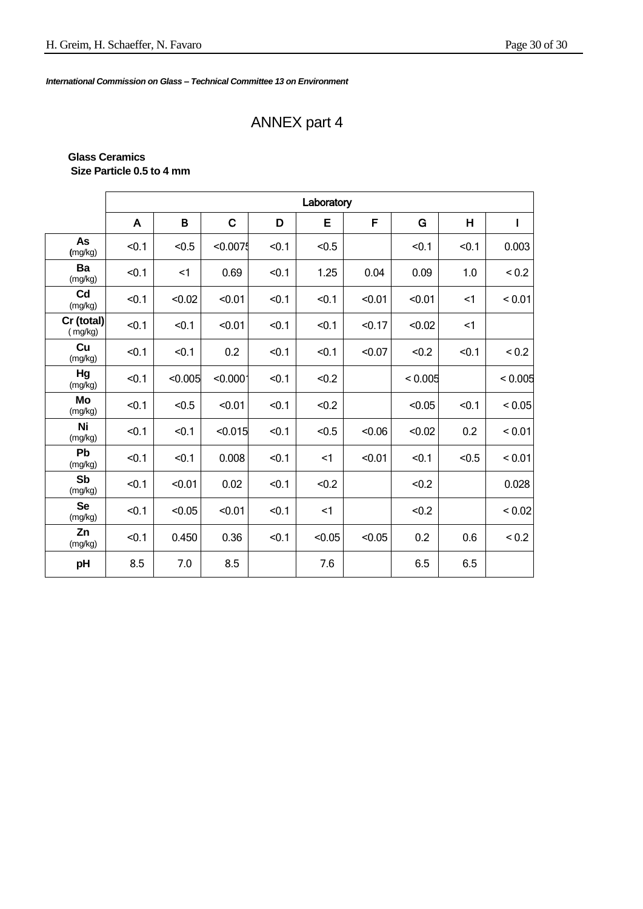*International Commission on Glass – Technical Committee 13 on Environment*

# ANNEX part 4

**Glass Ceramics**
**Size Particle 0.5 to 4 mm**

| | Laboratory | | | | | | | | |
|---|---|---|---|---|---|---|---|---|---|
| | A | B | C | D | E | F | G | H | I |
| **As** (mg/kg) | <0.1 | <0.5 | <0.0075 | <0.1 | <0.5 | | <0.1 | <0.1 | 0.003 |
| **Ba** (mg/kg) | <0.1 | <1 | 0.69 | <0.1 | 1.25 | 0.04 | 0.09 | 1.0 | < 0.2 |
| **Cd** (mg/kg) | <0.1 | <0.02 | <0.01 | <0.1 | <0.1 | <0.01 | <0.01 | <1 | < 0.01 |
| **Cr (total)** ( mg/kg) | <0.1 | <0.1 | <0.01 | <0.1 | <0.1 | <0.17 | <0.02 | <1 | |
| **Cu** (mg/kg) | <0.1 | <0.1 | 0.2 | <0.1 | <0.1 | <0.07 | <0.2 | <0.1 | < 0.2 |
| **Hg** (mg/kg) | <0.1 | <0.005 | <0.0001 | <0.1 | <0.2 | | < 0.005 | | < 0.005 |
| **Mo** (mg/kg) | <0.1 | <0.5 | <0.01 | <0.1 | <0.2 | | <0.05 | <0.1 | < 0.05 |
| **Ni** (mg/kg) | <0.1 | <0.1 | <0.015 | <0.1 | <0.5 | <0.06 | <0.02 | 0.2 | < 0.01 |
| **Pb** (mg/kg) | <0.1 | <0.1 | 0.008 | <0.1 | <1 | <0.01 | <0.1 | <0.5 | < 0.01 |
| **Sb** (mg/kg) | <0.1 | <0.01 | 0.02 | <0.1 | <0.2 | | <0.2 | | 0.028 |
| **Se** (mg/kg) | <0.1 | <0.05 | <0.01 | <0.1 | <1 | | <0.2 | | < 0.02 |
| **Zn** (mg/kg) | <0.1 | 0.450 | 0.36 | <0.1 | <0.05 | <0.05 | 0.2 | 0.6 | < 0.2 |
| **pH** | 8.5 | 7.0 | 8.5 | | 7.6 | | 6.5 | 6.5 | |